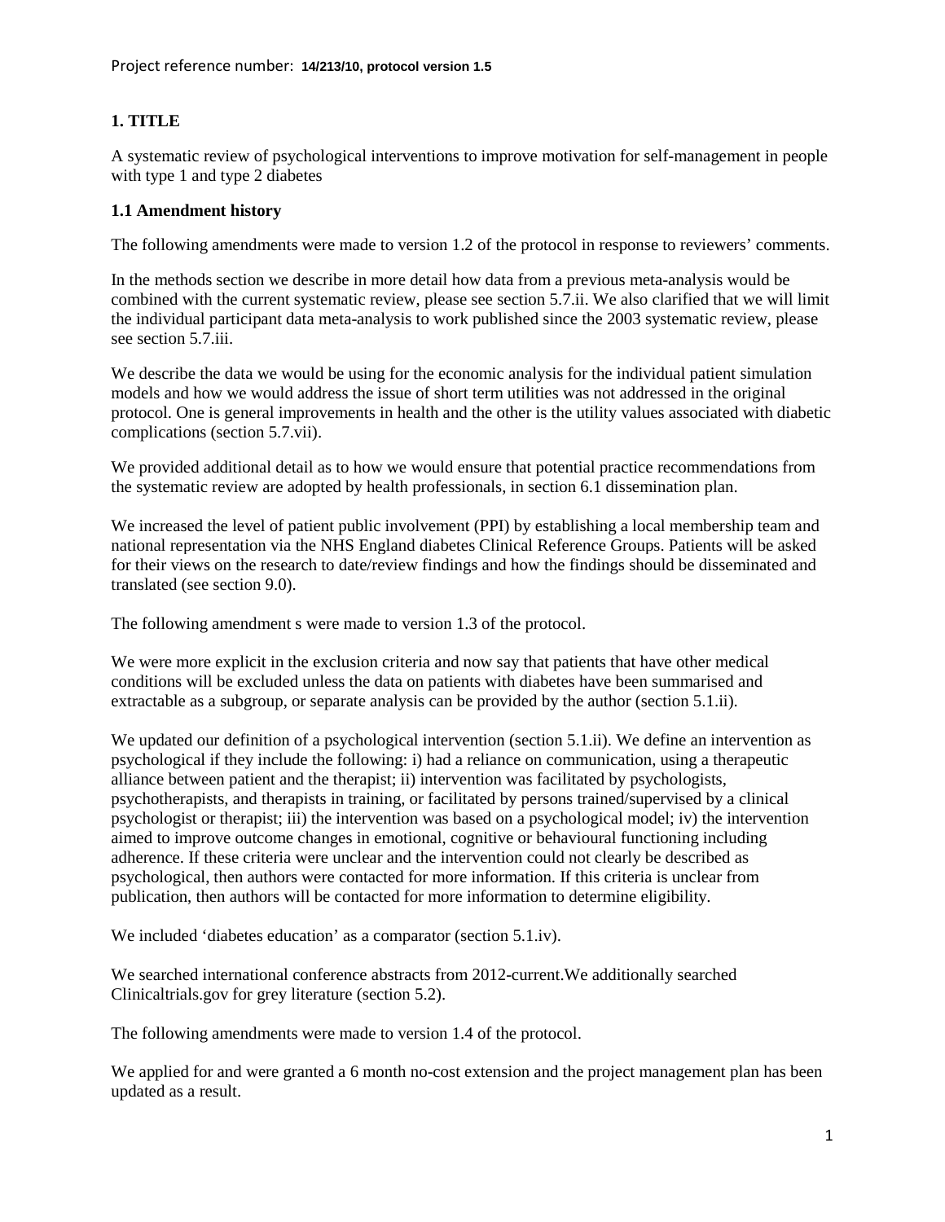Project reference number: **14/213/10, protocol version 1.5**

## 1. TITLE

A systematic review of psychological interventions to improve motivation for self-management in people with type 1 and type 2 diabetes

### 1.1 Amendment history

The following amendments were made to version 1.2 of the protocol in response to reviewers' comments.

In the methods section we describe in more detail how data from a previous meta-analysis would be combined with the current systematic review, please see section 5.7.ii. We also clarified that we will limit the individual participant data meta-analysis to work published since the 2003 systematic review, please see section 5.7.iii.

We describe the data we would be using for the economic analysis for the individual patient simulation models and how we would address the issue of short term utilities was not addressed in the original protocol. One is general improvements in health and the other is the utility values associated with diabetic complications (section 5.7.vii).

We provided additional detail as to how we would ensure that potential practice recommendations from the systematic review are adopted by health professionals, in section 6.1 dissemination plan.

We increased the level of patient public involvement (PPI) by establishing a local membership team and national representation via the NHS England diabetes Clinical Reference Groups. Patients will be asked for their views on the research to date/review findings and how the findings should be disseminated and translated (see section 9.0).

The following amendment s were made to version 1.3 of the protocol.

We were more explicit in the exclusion criteria and now say that patients that have other medical conditions will be excluded unless the data on patients with diabetes have been summarised and extractable as a subgroup, or separate analysis can be provided by the author (section 5.1.ii).

We updated our definition of a psychological intervention (section 5.1.ii). We define an intervention as psychological if they include the following: i) had a reliance on communication, using a therapeutic alliance between patient and the therapist; ii) intervention was facilitated by psychologists, psychotherapists, and therapists in training, or facilitated by persons trained/supervised by a clinical psychologist or therapist; iii) the intervention was based on a psychological model; iv) the intervention aimed to improve outcome changes in emotional, cognitive or behavioural functioning including adherence. If these criteria were unclear and the intervention could not clearly be described as psychological, then authors were contacted for more information. If this criteria is unclear from publication, then authors will be contacted for more information to determine eligibility.

We included 'diabetes education' as a comparator (section 5.1.iv).

We searched international conference abstracts from 2012-current.We additionally searched Clinicaltrials.gov for grey literature (section 5.2).

The following amendments were made to version 1.4 of the protocol.

We applied for and were granted a 6 month no-cost extension and the project management plan has been updated as a result.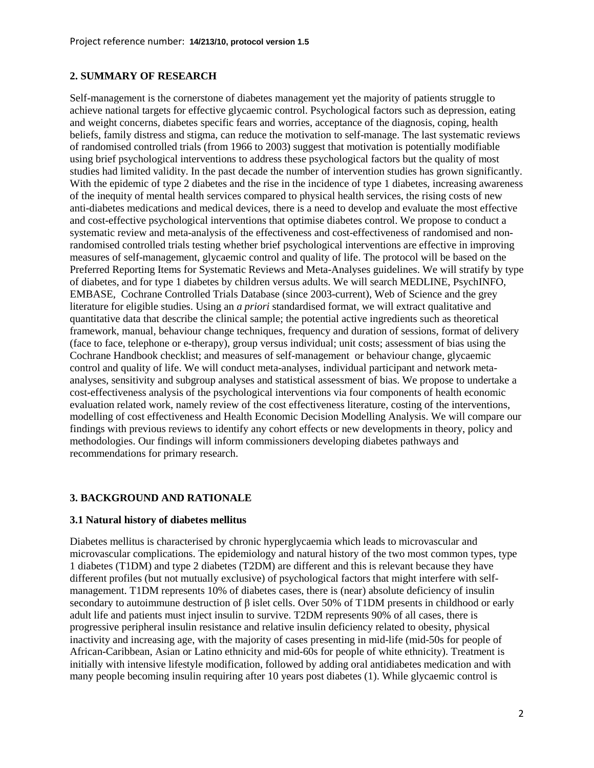## 2. SUMMARY OF RESEARCH

Self-management is the cornerstone of diabetes management yet the majority of patients struggle to achieve national targets for effective glycaemic control. Psychological factors such as depression, eating and weight concerns, diabetes specific fears and worries, acceptance of the diagnosis, coping, health beliefs, family distress and stigma, can reduce the motivation to self-manage. The last systematic reviews of randomised controlled trials (from 1966 to 2003) suggest that motivation is potentially modifiable using brief psychological interventions to address these psychological factors but the quality of most studies had limited validity. In the past decade the number of intervention studies has grown significantly. With the epidemic of type 2 diabetes and the rise in the incidence of type 1 diabetes, increasing awareness of the inequity of mental health services compared to physical health services, the rising costs of new anti-diabetes medications and medical devices, there is a need to develop and evaluate the most effective and cost-effective psychological interventions that optimise diabetes control. We propose to conduct a systematic review and meta-analysis of the effectiveness and cost-effectiveness of randomised and non-randomised controlled trials testing whether brief psychological interventions are effective in improving measures of self-management, glycaemic control and quality of life. The protocol will be based on the Preferred Reporting Items for Systematic Reviews and Meta-Analyses guidelines. We will stratify by type of diabetes, and for type 1 diabetes by children versus adults. We will search MEDLINE, PsychINFO, EMBASE, Cochrane Controlled Trials Database (since 2003-current), Web of Science and the grey literature for eligible studies. Using an *a priori* standardised format, we will extract qualitative and quantitative data that describe the clinical sample; the potential active ingredients such as theoretical framework, manual, behaviour change techniques, frequency and duration of sessions, format of delivery (face to face, telephone or e-therapy), group versus individual; unit costs; assessment of bias using the Cochrane Handbook checklist; and measures of self-management or behaviour change, glycaemic control and quality of life. We will conduct meta-analyses, individual participant and network meta-analyses, sensitivity and subgroup analyses and statistical assessment of bias. We propose to undertake a cost-effectiveness analysis of the psychological interventions via four components of health economic evaluation related work, namely review of the cost effectiveness literature, costing of the interventions, modelling of cost effectiveness and Health Economic Decision Modelling Analysis. We will compare our findings with previous reviews to identify any cohort effects or new developments in theory, policy and methodologies. Our findings will inform commissioners developing diabetes pathways and recommendations for primary research.

## 3. BACKGROUND AND RATIONALE

### 3.1 Natural history of diabetes mellitus

Diabetes mellitus is characterised by chronic hyperglycaemia which leads to microvascular and microvascular complications. The epidemiology and natural history of the two most common types, type 1 diabetes (T1DM) and type 2 diabetes (T2DM) are different and this is relevant because they have different profiles (but not mutually exclusive) of psychological factors that might interfere with self-management. T1DM represents 10% of diabetes cases, there is (near) absolute deficiency of insulin secondary to autoimmune destruction of β islet cells. Over 50% of T1DM presents in childhood or early adult life and patients must inject insulin to survive. T2DM represents 90% of all cases, there is progressive peripheral insulin resistance and relative insulin deficiency related to obesity, physical inactivity and increasing age, with the majority of cases presenting in mid-life (mid-50s for people of African-Caribbean, Asian or Latino ethnicity and mid-60s for people of white ethnicity). Treatment is initially with intensive lifestyle modification, followed by adding oral antidiabetes medication and with many people becoming insulin requiring after 10 years post diabetes (1). While glycaemic control is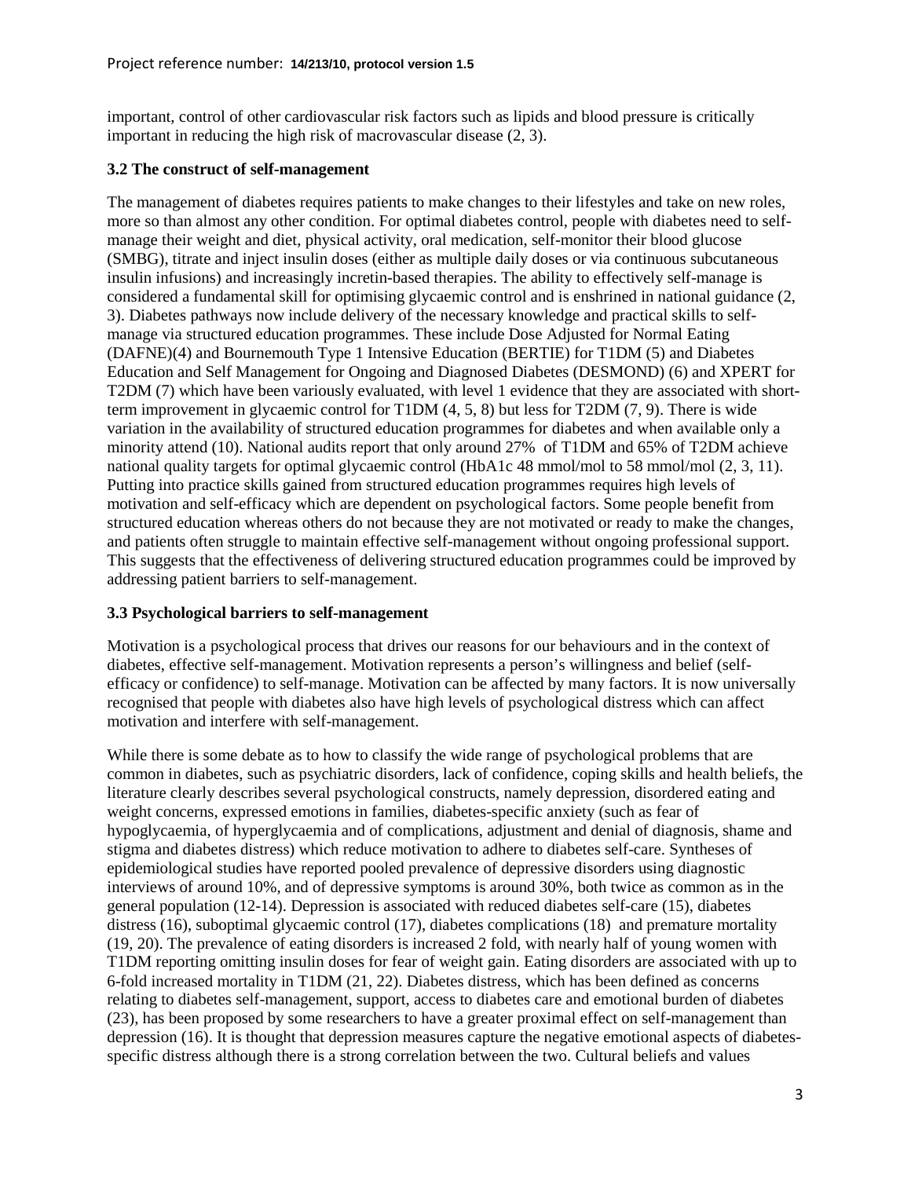important, control of other cardiovascular risk factors such as lipids and blood pressure is critically important in reducing the high risk of macrovascular disease (2, 3).

### 3.2 The construct of self-management

The management of diabetes requires patients to make changes to their lifestyles and take on new roles, more so than almost any other condition. For optimal diabetes control, people with diabetes need to self-manage their weight and diet, physical activity, oral medication, self-monitor their blood glucose (SMBG), titrate and inject insulin doses (either as multiple daily doses or via continuous subcutaneous insulin infusions) and increasingly incretin-based therapies. The ability to effectively self-manage is considered a fundamental skill for optimising glycaemic control and is enshrined in national guidance (2, 3). Diabetes pathways now include delivery of the necessary knowledge and practical skills to self-manage via structured education programmes. These include Dose Adjusted for Normal Eating (DAFNE)(4) and Bournemouth Type 1 Intensive Education (BERTIE) for T1DM (5) and Diabetes Education and Self Management for Ongoing and Diagnosed Diabetes (DESMOND) (6) and XPERT for T2DM (7) which have been variously evaluated, with level 1 evidence that they are associated with short-term improvement in glycaemic control for T1DM (4, 5, 8) but less for T2DM (7, 9). There is wide variation in the availability of structured education programmes for diabetes and when available only a minority attend (10). National audits report that only around 27% of T1DM and 65% of T2DM achieve national quality targets for optimal glycaemic control (HbA1c 48 mmol/mol to 58 mmol/mol (2, 3, 11). Putting into practice skills gained from structured education programmes requires high levels of motivation and self-efficacy which are dependent on psychological factors. Some people benefit from structured education whereas others do not because they are not motivated or ready to make the changes, and patients often struggle to maintain effective self-management without ongoing professional support. This suggests that the effectiveness of delivering structured education programmes could be improved by addressing patient barriers to self-management.

### 3.3 Psychological barriers to self-management

Motivation is a psychological process that drives our reasons for our behaviours and in the context of diabetes, effective self-management. Motivation represents a person's willingness and belief (self-efficacy or confidence) to self-manage. Motivation can be affected by many factors. It is now universally recognised that people with diabetes also have high levels of psychological distress which can affect motivation and interfere with self-management.

While there is some debate as to how to classify the wide range of psychological problems that are common in diabetes, such as psychiatric disorders, lack of confidence, coping skills and health beliefs, the literature clearly describes several psychological constructs, namely depression, disordered eating and weight concerns, expressed emotions in families, diabetes-specific anxiety (such as fear of hypoglycaemia, of hyperglycaemia and of complications, adjustment and denial of diagnosis, shame and stigma and diabetes distress) which reduce motivation to adhere to diabetes self-care. Syntheses of epidemiological studies have reported pooled prevalence of depressive disorders using diagnostic interviews of around 10%, and of depressive symptoms is around 30%, both twice as common as in the general population (12-14). Depression is associated with reduced diabetes self-care (15), diabetes distress (16), suboptimal glycaemic control (17), diabetes complications (18) and premature mortality (19, 20). The prevalence of eating disorders is increased 2 fold, with nearly half of young women with T1DM reporting omitting insulin doses for fear of weight gain. Eating disorders are associated with up to 6-fold increased mortality in T1DM (21, 22). Diabetes distress, which has been defined as concerns relating to diabetes self-management, support, access to diabetes care and emotional burden of diabetes (23), has been proposed by some researchers to have a greater proximal effect on self-management than depression (16). It is thought that depression measures capture the negative emotional aspects of diabetes-specific distress although there is a strong correlation between the two. Cultural beliefs and values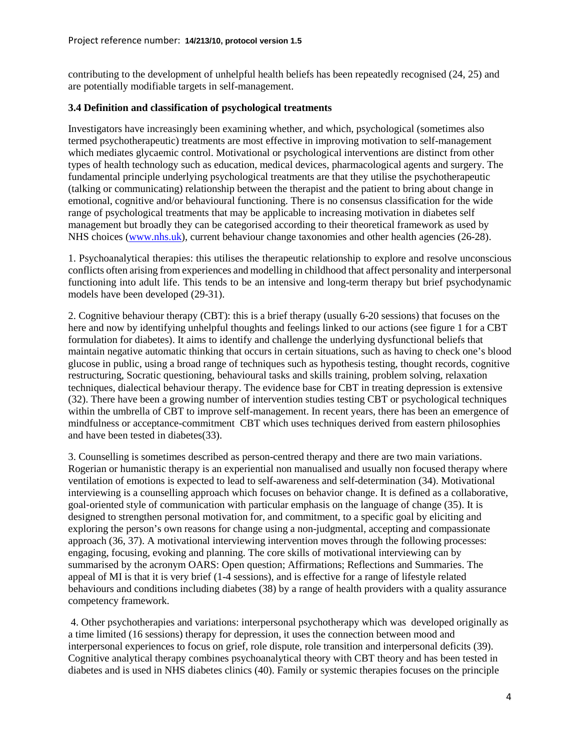contributing to the development of unhelpful health beliefs has been repeatedly recognised (24, 25) and are potentially modifiable targets in self-management.

### 3.4 Definition and classification of psychological treatments

Investigators have increasingly been examining whether, and which, psychological (sometimes also termed psychotherapeutic) treatments are most effective in improving motivation to self-management which mediates glycaemic control. Motivational or psychological interventions are distinct from other types of health technology such as education, medical devices, pharmacological agents and surgery. The fundamental principle underlying psychological treatments are that they utilise the psychotherapeutic (talking or communicating) relationship between the therapist and the patient to bring about change in emotional, cognitive and/or behavioural functioning. There is no consensus classification for the wide range of psychological treatments that may be applicable to increasing motivation in diabetes self management but broadly they can be categorised according to their theoretical framework as used by NHS choices (www.nhs.uk), current behaviour change taxonomies and other health agencies (26-28).

1. Psychoanalytical therapies: this utilises the therapeutic relationship to explore and resolve unconscious conflicts often arising from experiences and modelling in childhood that affect personality and interpersonal functioning into adult life. This tends to be an intensive and long-term therapy but brief psychodynamic models have been developed (29-31).

2. Cognitive behaviour therapy (CBT): this is a brief therapy (usually 6-20 sessions) that focuses on the here and now by identifying unhelpful thoughts and feelings linked to our actions (see figure 1 for a CBT formulation for diabetes). It aims to identify and challenge the underlying dysfunctional beliefs that maintain negative automatic thinking that occurs in certain situations, such as having to check one's blood glucose in public, using a broad range of techniques such as hypothesis testing, thought records, cognitive restructuring, Socratic questioning, behavioural tasks and skills training, problem solving, relaxation techniques, dialectical behaviour therapy. The evidence base for CBT in treating depression is extensive (32). There have been a growing number of intervention studies testing CBT or psychological techniques within the umbrella of CBT to improve self-management. In recent years, there has been an emergence of mindfulness or acceptance-commitment CBT which uses techniques derived from eastern philosophies and have been tested in diabetes(33).

3. Counselling is sometimes described as person-centred therapy and there are two main variations. Rogerian or humanistic therapy is an experiential non manualised and usually non focused therapy where ventilation of emotions is expected to lead to self-awareness and self-determination (34). Motivational interviewing is a counselling approach which focuses on behavior change. It is defined as a collaborative, goal-oriented style of communication with particular emphasis on the language of change (35). It is designed to strengthen personal motivation for, and commitment, to a specific goal by eliciting and exploring the person's own reasons for change using a non-judgmental, accepting and compassionate approach (36, 37). A motivational interviewing intervention moves through the following processes: engaging, focusing, evoking and planning. The core skills of motivational interviewing can by summarised by the acronym OARS: Open question; Affirmations; Reflections and Summaries. The appeal of MI is that it is very brief (1-4 sessions), and is effective for a range of lifestyle related behaviours and conditions including diabetes (38) by a range of health providers with a quality assurance competency framework.

4. Other psychotherapies and variations: interpersonal psychotherapy which was developed originally as a time limited (16 sessions) therapy for depression, it uses the connection between mood and interpersonal experiences to focus on grief, role dispute, role transition and interpersonal deficits (39). Cognitive analytical therapy combines psychoanalytical theory with CBT theory and has been tested in diabetes and is used in NHS diabetes clinics (40). Family or systemic therapies focuses on the principle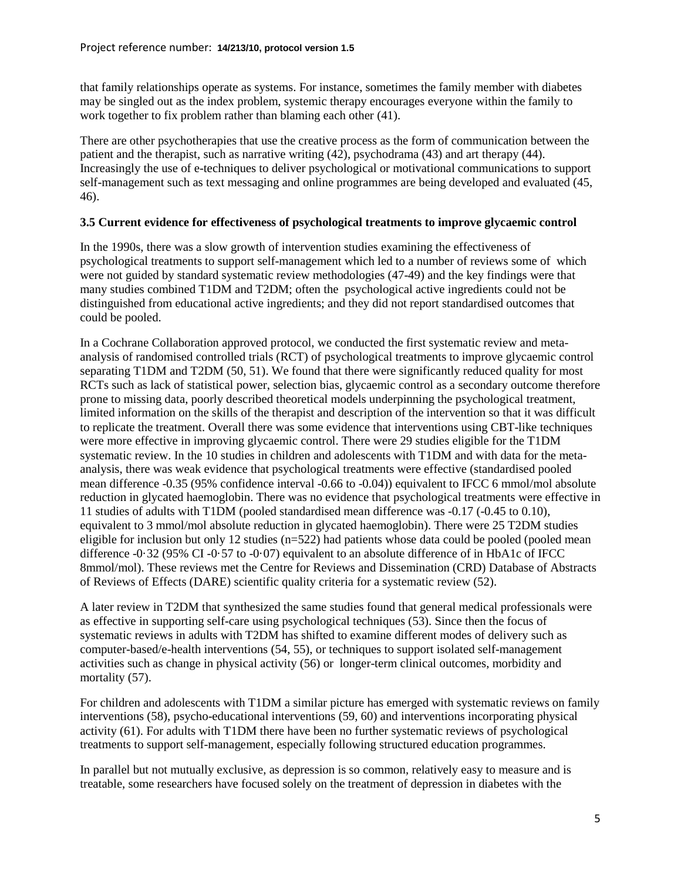that family relationships operate as systems. For instance, sometimes the family member with diabetes may be singled out as the index problem, systemic therapy encourages everyone within the family to work together to fix problem rather than blaming each other (41).

There are other psychotherapies that use the creative process as the form of communication between the patient and the therapist, such as narrative writing (42), psychodrama (43) and art therapy (44). Increasingly the use of e-techniques to deliver psychological or motivational communications to support self-management such as text messaging and online programmes are being developed and evaluated (45, 46).

### 3.5 Current evidence for effectiveness of psychological treatments to improve glycaemic control

In the 1990s, there was a slow growth of intervention studies examining the effectiveness of psychological treatments to support self-management which led to a number of reviews some of which were not guided by standard systematic review methodologies (47-49) and the key findings were that many studies combined T1DM and T2DM; often the psychological active ingredients could not be distinguished from educational active ingredients; and they did not report standardised outcomes that could be pooled.

In a Cochrane Collaboration approved protocol, we conducted the first systematic review and meta-analysis of randomised controlled trials (RCT) of psychological treatments to improve glycaemic control separating T1DM and T2DM (50, 51). We found that there were significantly reduced quality for most RCTs such as lack of statistical power, selection bias, glycaemic control as a secondary outcome therefore prone to missing data, poorly described theoretical models underpinning the psychological treatment, limited information on the skills of the therapist and description of the intervention so that it was difficult to replicate the treatment. Overall there was some evidence that interventions using CBT-like techniques were more effective in improving glycaemic control. There were 29 studies eligible for the T1DM systematic review. In the 10 studies in children and adolescents with T1DM and with data for the meta-analysis, there was weak evidence that psychological treatments were effective (standardised pooled mean difference -0.35 (95% confidence interval -0.66 to -0.04)) equivalent to IFCC 6 mmol/mol absolute reduction in glycated haemoglobin. There was no evidence that psychological treatments were effective in 11 studies of adults with T1DM (pooled standardised mean difference was -0.17 (-0.45 to 0.10), equivalent to 3 mmol/mol absolute reduction in glycated haemoglobin). There were 25 T2DM studies eligible for inclusion but only 12 studies (n=522) had patients whose data could be pooled (pooled mean difference -0·32 (95% CI -0·57 to -0·07) equivalent to an absolute difference of in HbA1c of IFCC 8mmol/mol). These reviews met the Centre for Reviews and Dissemination (CRD) Database of Abstracts of Reviews of Effects (DARE) scientific quality criteria for a systematic review (52).

A later review in T2DM that synthesized the same studies found that general medical professionals were as effective in supporting self-care using psychological techniques (53). Since then the focus of systematic reviews in adults with T2DM has shifted to examine different modes of delivery such as computer-based/e-health interventions (54, 55), or techniques to support isolated self-management activities such as change in physical activity (56) or longer-term clinical outcomes, morbidity and mortality (57).

For children and adolescents with T1DM a similar picture has emerged with systematic reviews on family interventions (58), psycho-educational interventions (59, 60) and interventions incorporating physical activity (61). For adults with T1DM there have been no further systematic reviews of psychological treatments to support self-management, especially following structured education programmes.

In parallel but not mutually exclusive, as depression is so common, relatively easy to measure and is treatable, some researchers have focused solely on the treatment of depression in diabetes with the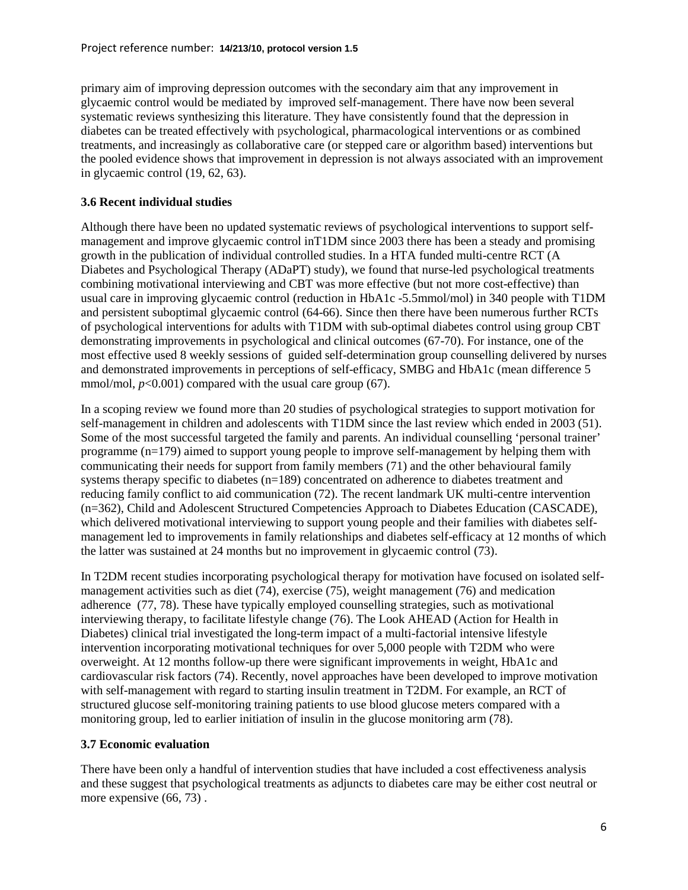primary aim of improving depression outcomes with the secondary aim that any improvement in glycaemic control would be mediated by improved self-management. There have now been several systematic reviews synthesizing this literature. They have consistently found that the depression in diabetes can be treated effectively with psychological, pharmacological interventions or as combined treatments, and increasingly as collaborative care (or stepped care or algorithm based) interventions but the pooled evidence shows that improvement in depression is not always associated with an improvement in glycaemic control (19, 62, 63).

### 3.6 Recent individual studies

Although there have been no updated systematic reviews of psychological interventions to support self-management and improve glycaemic control inT1DM since 2003 there has been a steady and promising growth in the publication of individual controlled studies. In a HTA funded multi-centre RCT (A Diabetes and Psychological Therapy (ADaPT) study), we found that nurse-led psychological treatments combining motivational interviewing and CBT was more effective (but not more cost-effective) than usual care in improving glycaemic control (reduction in HbA1c -5.5mmol/mol) in 340 people with T1DM and persistent suboptimal glycaemic control (64-66). Since then there have been numerous further RCTs of psychological interventions for adults with T1DM with sub-optimal diabetes control using group CBT demonstrating improvements in psychological and clinical outcomes (67-70). For instance, one of the most effective used 8 weekly sessions of guided self-determination group counselling delivered by nurses and demonstrated improvements in perceptions of self-efficacy, SMBG and HbA1c (mean difference 5 mmol/mol, $p<0.001$) compared with the usual care group (67).

In a scoping review we found more than 20 studies of psychological strategies to support motivation for self-management in children and adolescents with T1DM since the last review which ended in 2003 (51). Some of the most successful targeted the family and parents. An individual counselling 'personal trainer' programme (n=179) aimed to support young people to improve self-management by helping them with communicating their needs for support from family members (71) and the other behavioural family systems therapy specific to diabetes (n=189) concentrated on adherence to diabetes treatment and reducing family conflict to aid communication (72). The recent landmark UK multi-centre intervention (n=362), Child and Adolescent Structured Competencies Approach to Diabetes Education (CASCADE), which delivered motivational interviewing to support young people and their families with diabetes self-management led to improvements in family relationships and diabetes self-efficacy at 12 months of which the latter was sustained at 24 months but no improvement in glycaemic control (73).

In T2DM recent studies incorporating psychological therapy for motivation have focused on isolated self-management activities such as diet (74), exercise (75), weight management (76) and medication adherence (77, 78). These have typically employed counselling strategies, such as motivational interviewing therapy, to facilitate lifestyle change (76). The Look AHEAD (Action for Health in Diabetes) clinical trial investigated the long-term impact of a multi-factorial intensive lifestyle intervention incorporating motivational techniques for over 5,000 people with T2DM who were overweight. At 12 months follow-up there were significant improvements in weight, HbA1c and cardiovascular risk factors (74). Recently, novel approaches have been developed to improve motivation with self-management with regard to starting insulin treatment in T2DM. For example, an RCT of structured glucose self-monitoring training patients to use blood glucose meters compared with a monitoring group, led to earlier initiation of insulin in the glucose monitoring arm (78).

### 3.7 Economic evaluation

There have been only a handful of intervention studies that have included a cost effectiveness analysis and these suggest that psychological treatments as adjuncts to diabetes care may be either cost neutral or more expensive (66, 73) .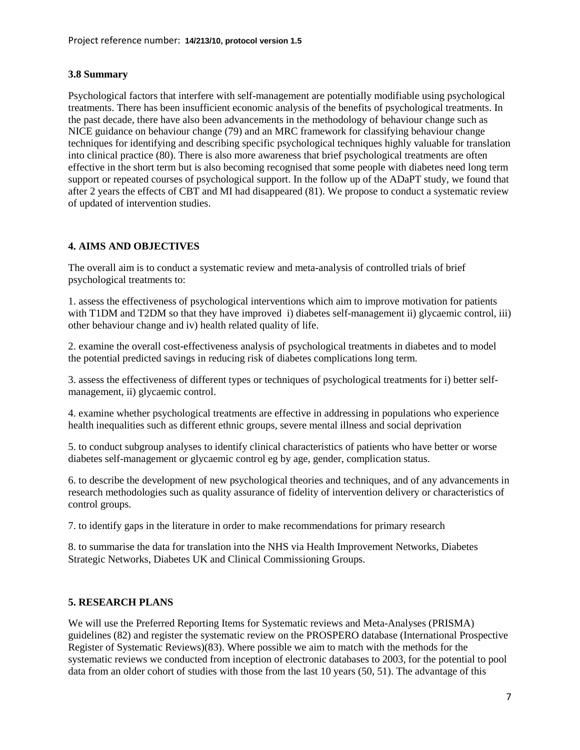### 3.8 Summary

Psychological factors that interfere with self-management are potentially modifiable using psychological treatments. There has been insufficient economic analysis of the benefits of psychological treatments. In the past decade, there have also been advancements in the methodology of behaviour change such as NICE guidance on behaviour change (79) and an MRC framework for classifying behaviour change techniques for identifying and describing specific psychological techniques highly valuable for translation into clinical practice (80). There is also more awareness that brief psychological treatments are often effective in the short term but is also becoming recognised that some people with diabetes need long term support or repeated courses of psychological support. In the follow up of the ADaPT study, we found that after 2 years the effects of CBT and MI had disappeared (81). We propose to conduct a systematic review of updated of intervention studies.

## 4. AIMS AND OBJECTIVES

The overall aim is to conduct a systematic review and meta-analysis of controlled trials of brief psychological treatments to:

1. assess the effectiveness of psychological interventions which aim to improve motivation for patients with T1DM and T2DM so that they have improved i) diabetes self-management ii) glycaemic control, iii) other behaviour change and iv) health related quality of life.

2. examine the overall cost-effectiveness analysis of psychological treatments in diabetes and to model the potential predicted savings in reducing risk of diabetes complications long term.

3. assess the effectiveness of different types or techniques of psychological treatments for i) better self-management, ii) glycaemic control.

4. examine whether psychological treatments are effective in addressing in populations who experience health inequalities such as different ethnic groups, severe mental illness and social deprivation

5. to conduct subgroup analyses to identify clinical characteristics of patients who have better or worse diabetes self-management or glycaemic control eg by age, gender, complication status.

6. to describe the development of new psychological theories and techniques, and of any advancements in research methodologies such as quality assurance of fidelity of intervention delivery or characteristics of control groups.

7. to identify gaps in the literature in order to make recommendations for primary research

8. to summarise the data for translation into the NHS via Health Improvement Networks, Diabetes Strategic Networks, Diabetes UK and Clinical Commissioning Groups.

## 5. RESEARCH PLANS

We will use the Preferred Reporting Items for Systematic reviews and Meta-Analyses (PRISMA) guidelines (82) and register the systematic review on the PROSPERO database (International Prospective Register of Systematic Reviews)(83). Where possible we aim to match with the methods for the systematic reviews we conducted from inception of electronic databases to 2003, for the potential to pool data from an older cohort of studies with those from the last 10 years (50, 51). The advantage of this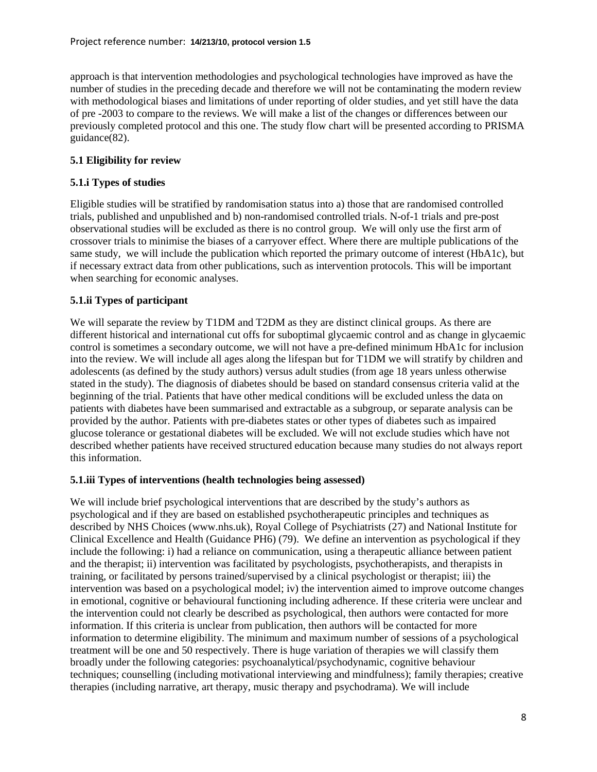approach is that intervention methodologies and psychological technologies have improved as have the number of studies in the preceding decade and therefore we will not be contaminating the modern review with methodological biases and limitations of under reporting of older studies, and yet still have the data of pre -2003 to compare to the reviews. We will make a list of the changes or differences between our previously completed protocol and this one. The study flow chart will be presented according to PRISMA guidance(82).

### 5.1 Eligibility for review

#### 5.1.i Types of studies

Eligible studies will be stratified by randomisation status into a) those that are randomised controlled trials, published and unpublished and b) non-randomised controlled trials. N-of-1 trials and pre-post observational studies will be excluded as there is no control group. We will only use the first arm of crossover trials to minimise the biases of a carryover effect. Where there are multiple publications of the same study, we will include the publication which reported the primary outcome of interest (HbA1c), but if necessary extract data from other publications, such as intervention protocols. This will be important when searching for economic analyses.

#### 5.1.ii Types of participant

We will separate the review by T1DM and T2DM as they are distinct clinical groups. As there are different historical and international cut offs for suboptimal glycaemic control and as change in glycaemic control is sometimes a secondary outcome, we will not have a pre-defined minimum HbA1c for inclusion into the review. We will include all ages along the lifespan but for T1DM we will stratify by children and adolescents (as defined by the study authors) versus adult studies (from age 18 years unless otherwise stated in the study). The diagnosis of diabetes should be based on standard consensus criteria valid at the beginning of the trial. Patients that have other medical conditions will be excluded unless the data on patients with diabetes have been summarised and extractable as a subgroup, or separate analysis can be provided by the author. Patients with pre-diabetes states or other types of diabetes such as impaired glucose tolerance or gestational diabetes will be excluded. We will not exclude studies which have not described whether patients have received structured education because many studies do not always report this information.

#### 5.1.iii Types of interventions (health technologies being assessed)

We will include brief psychological interventions that are described by the study's authors as psychological and if they are based on established psychotherapeutic principles and techniques as described by NHS Choices (www.nhs.uk), Royal College of Psychiatrists (27) and National Institute for Clinical Excellence and Health (Guidance PH6) (79). We define an intervention as psychological if they include the following: i) had a reliance on communication, using a therapeutic alliance between patient and the therapist; ii) intervention was facilitated by psychologists, psychotherapists, and therapists in training, or facilitated by persons trained/supervised by a clinical psychologist or therapist; iii) the intervention was based on a psychological model; iv) the intervention aimed to improve outcome changes in emotional, cognitive or behavioural functioning including adherence. If these criteria were unclear and the intervention could not clearly be described as psychological, then authors were contacted for more information. If this criteria is unclear from publication, then authors will be contacted for more information to determine eligibility. The minimum and maximum number of sessions of a psychological treatment will be one and 50 respectively. There is huge variation of therapies we will classify them broadly under the following categories: psychoanalytical/psychodynamic, cognitive behaviour techniques; counselling (including motivational interviewing and mindfulness); family therapies; creative therapies (including narrative, art therapy, music therapy and psychodrama). We will include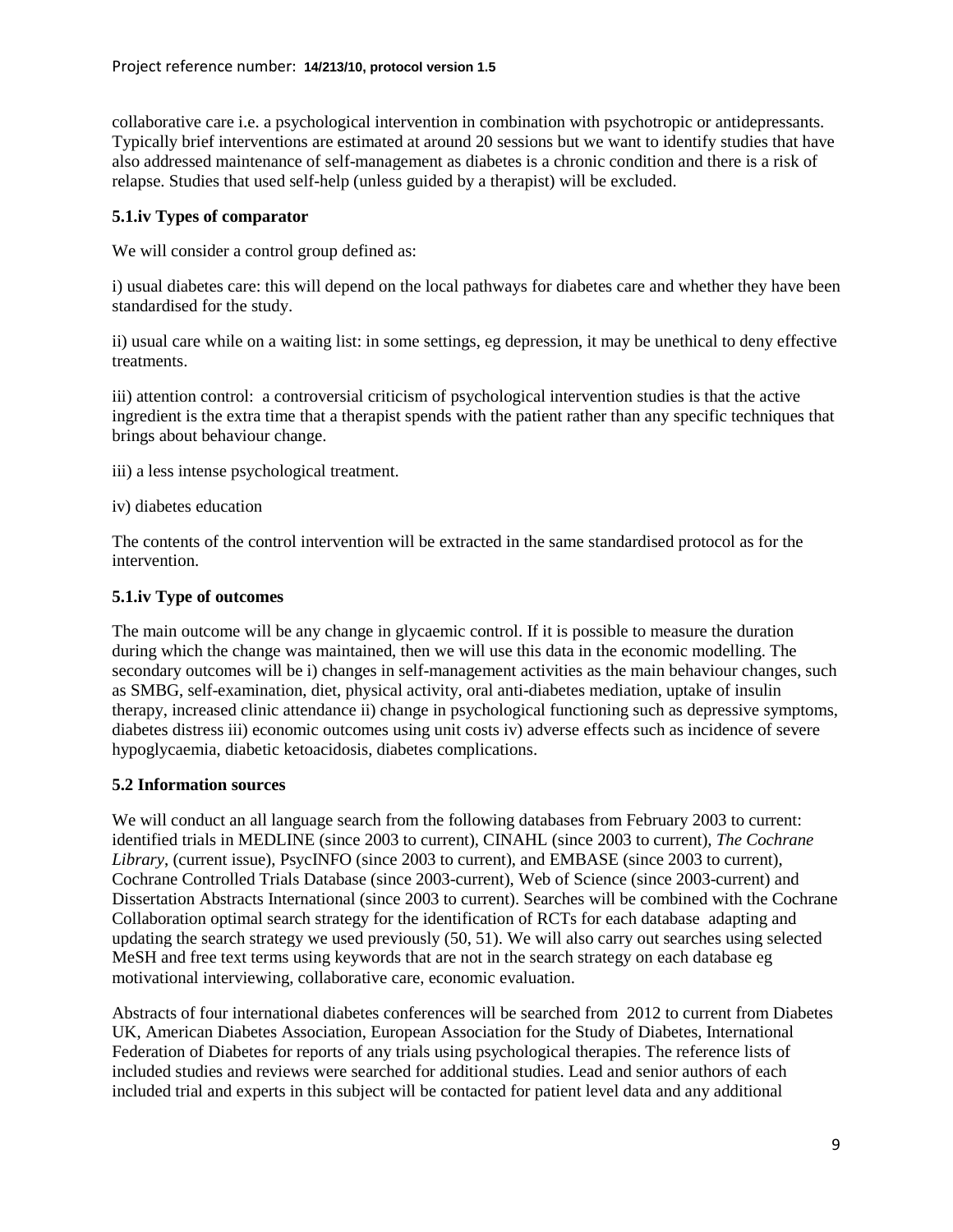collaborative care i.e. a psychological intervention in combination with psychotropic or antidepressants. Typically brief interventions are estimated at around 20 sessions but we want to identify studies that have also addressed maintenance of self-management as diabetes is a chronic condition and there is a risk of relapse. Studies that used self-help (unless guided by a therapist) will be excluded.

### 5.1.iv Types of comparator

We will consider a control group defined as:

i) usual diabetes care: this will depend on the local pathways for diabetes care and whether they have been standardised for the study.

ii) usual care while on a waiting list: in some settings, eg depression, it may be unethical to deny effective treatments.

iii) attention control: a controversial criticism of psychological intervention studies is that the active ingredient is the extra time that a therapist spends with the patient rather than any specific techniques that brings about behaviour change.

iii) a less intense psychological treatment.

iv) diabetes education

The contents of the control intervention will be extracted in the same standardised protocol as for the intervention.

### 5.1.iv Type of outcomes

The main outcome will be any change in glycaemic control. If it is possible to measure the duration during which the change was maintained, then we will use this data in the economic modelling. The secondary outcomes will be i) changes in self-management activities as the main behaviour changes, such as SMBG, self-examination, diet, physical activity, oral anti-diabetes mediation, uptake of insulin therapy, increased clinic attendance ii) change in psychological functioning such as depressive symptoms, diabetes distress iii) economic outcomes using unit costs iv) adverse effects such as incidence of severe hypoglycaemia, diabetic ketoacidosis, diabetes complications.

### 5.2 Information sources

We will conduct an all language search from the following databases from February 2003 to current: identified trials in MEDLINE (since 2003 to current), CINAHL (since 2003 to current), *The Cochrane Library*, (current issue), PsycINFO (since 2003 to current), and EMBASE (since 2003 to current), Cochrane Controlled Trials Database (since 2003-current), Web of Science (since 2003-current) and Dissertation Abstracts International (since 2003 to current). Searches will be combined with the Cochrane Collaboration optimal search strategy for the identification of RCTs for each database adapting and updating the search strategy we used previously (50, 51). We will also carry out searches using selected MeSH and free text terms using keywords that are not in the search strategy on each database eg motivational interviewing, collaborative care, economic evaluation.

Abstracts of four international diabetes conferences will be searched from 2012 to current from Diabetes UK, American Diabetes Association, European Association for the Study of Diabetes, International Federation of Diabetes for reports of any trials using psychological therapies. The reference lists of included studies and reviews were searched for additional studies. Lead and senior authors of each included trial and experts in this subject will be contacted for patient level data and any additional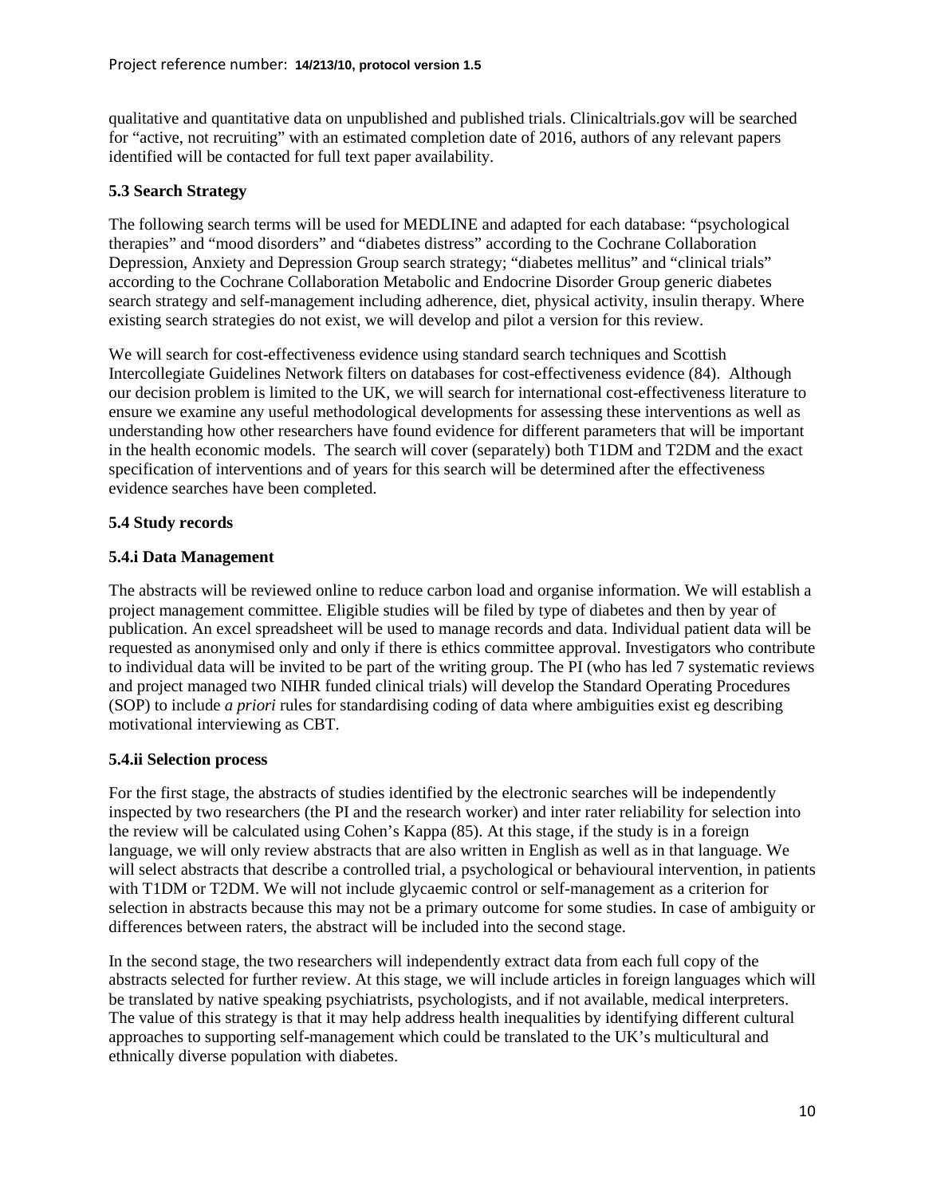qualitative and quantitative data on unpublished and published trials. Clinicaltrials.gov will be searched for "active, not recruiting" with an estimated completion date of 2016, authors of any relevant papers identified will be contacted for full text paper availability.

### 5.3 Search Strategy

The following search terms will be used for MEDLINE and adapted for each database: "psychological therapies" and "mood disorders" and "diabetes distress" according to the Cochrane Collaboration Depression, Anxiety and Depression Group search strategy; "diabetes mellitus" and "clinical trials" according to the Cochrane Collaboration Metabolic and Endocrine Disorder Group generic diabetes search strategy and self-management including adherence, diet, physical activity, insulin therapy. Where existing search strategies do not exist, we will develop and pilot a version for this review.

We will search for cost-effectiveness evidence using standard search techniques and Scottish Intercollegiate Guidelines Network filters on databases for cost-effectiveness evidence (84). Although our decision problem is limited to the UK, we will search for international cost-effectiveness literature to ensure we examine any useful methodological developments for assessing these interventions as well as understanding how other researchers have found evidence for different parameters that will be important in the health economic models. The search will cover (separately) both T1DM and T2DM and the exact specification of interventions and of years for this search will be determined after the effectiveness evidence searches have been completed.

### 5.4 Study records

### 5.4.i Data Management

The abstracts will be reviewed online to reduce carbon load and organise information. We will establish a project management committee. Eligible studies will be filed by type of diabetes and then by year of publication. An excel spreadsheet will be used to manage records and data. Individual patient data will be requested as anonymised only and only if there is ethics committee approval. Investigators who contribute to individual data will be invited to be part of the writing group. The PI (who has led 7 systematic reviews and project managed two NIHR funded clinical trials) will develop the Standard Operating Procedures (SOP) to include *a priori* rules for standardising coding of data where ambiguities exist eg describing motivational interviewing as CBT.

### 5.4.ii Selection process

For the first stage, the abstracts of studies identified by the electronic searches will be independently inspected by two researchers (the PI and the research worker) and inter rater reliability for selection into the review will be calculated using Cohen's Kappa (85). At this stage, if the study is in a foreign language, we will only review abstracts that are also written in English as well as in that language. We will select abstracts that describe a controlled trial, a psychological or behavioural intervention, in patients with T1DM or T2DM. We will not include glycaemic control or self-management as a criterion for selection in abstracts because this may not be a primary outcome for some studies. In case of ambiguity or differences between raters, the abstract will be included into the second stage.

In the second stage, the two researchers will independently extract data from each full copy of the abstracts selected for further review. At this stage, we will include articles in foreign languages which will be translated by native speaking psychiatrists, psychologists, and if not available, medical interpreters. The value of this strategy is that it may help address health inequalities by identifying different cultural approaches to supporting self-management which could be translated to the UK's multicultural and ethnically diverse population with diabetes.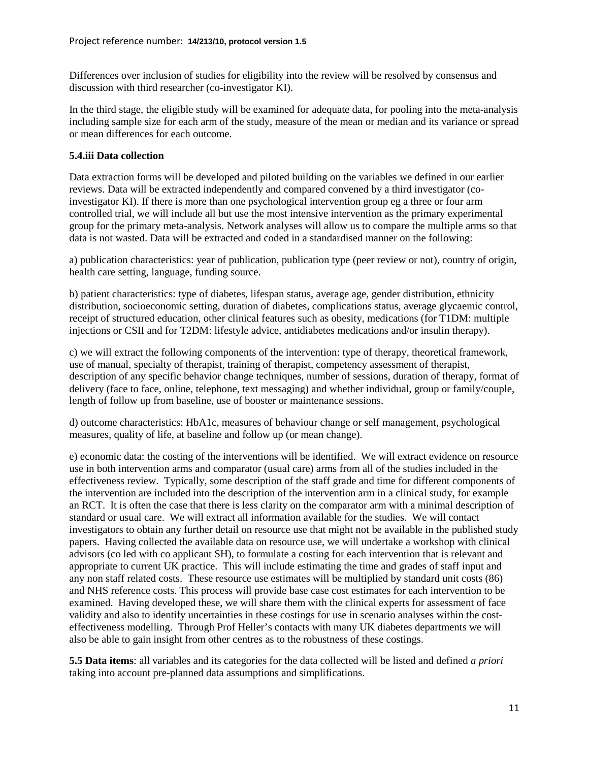Differences over inclusion of studies for eligibility into the review will be resolved by consensus and discussion with third researcher (co-investigator KI).

In the third stage, the eligible study will be examined for adequate data, for pooling into the meta-analysis including sample size for each arm of the study, measure of the mean or median and its variance or spread or mean differences for each outcome.

### 5.4.iii Data collection

Data extraction forms will be developed and piloted building on the variables we defined in our earlier reviews. Data will be extracted independently and compared convened by a third investigator (co-investigator KI). If there is more than one psychological intervention group eg a three or four arm controlled trial, we will include all but use the most intensive intervention as the primary experimental group for the primary meta-analysis. Network analyses will allow us to compare the multiple arms so that data is not wasted. Data will be extracted and coded in a standardised manner on the following:

a) publication characteristics: year of publication, publication type (peer review or not), country of origin, health care setting, language, funding source.

b) patient characteristics: type of diabetes, lifespan status, average age, gender distribution, ethnicity distribution, socioeconomic setting, duration of diabetes, complications status, average glycaemic control, receipt of structured education, other clinical features such as obesity, medications (for T1DM: multiple injections or CSII and for T2DM: lifestyle advice, antidiabetes medications and/or insulin therapy).

c) we will extract the following components of the intervention: type of therapy, theoretical framework, use of manual, specialty of therapist, training of therapist, competency assessment of therapist, description of any specific behavior change techniques, number of sessions, duration of therapy, format of delivery (face to face, online, telephone, text messaging) and whether individual, group or family/couple, length of follow up from baseline, use of booster or maintenance sessions.

d) outcome characteristics: HbA1c, measures of behaviour change or self management, psychological measures, quality of life, at baseline and follow up (or mean change).

e) economic data: the costing of the interventions will be identified. We will extract evidence on resource use in both intervention arms and comparator (usual care) arms from all of the studies included in the effectiveness review. Typically, some description of the staff grade and time for different components of the intervention are included into the description of the intervention arm in a clinical study, for example an RCT. It is often the case that there is less clarity on the comparator arm with a minimal description of standard or usual care. We will extract all information available for the studies. We will contact investigators to obtain any further detail on resource use that might not be available in the published study papers. Having collected the available data on resource use, we will undertake a workshop with clinical advisors (co led with co applicant SH), to formulate a costing for each intervention that is relevant and appropriate to current UK practice. This will include estimating the time and grades of staff input and any non staff related costs. These resource use estimates will be multiplied by standard unit costs (86) and NHS reference costs. This process will provide base case cost estimates for each intervention to be examined. Having developed these, we will share them with the clinical experts for assessment of face validity and also to identify uncertainties in these costings for use in scenario analyses within the cost-effectiveness modelling. Through Prof Heller's contacts with many UK diabetes departments we will also be able to gain insight from other centres as to the robustness of these costings.

**5.5 Data items**: all variables and its categories for the data collected will be listed and defined *a priori* taking into account pre-planned data assumptions and simplifications.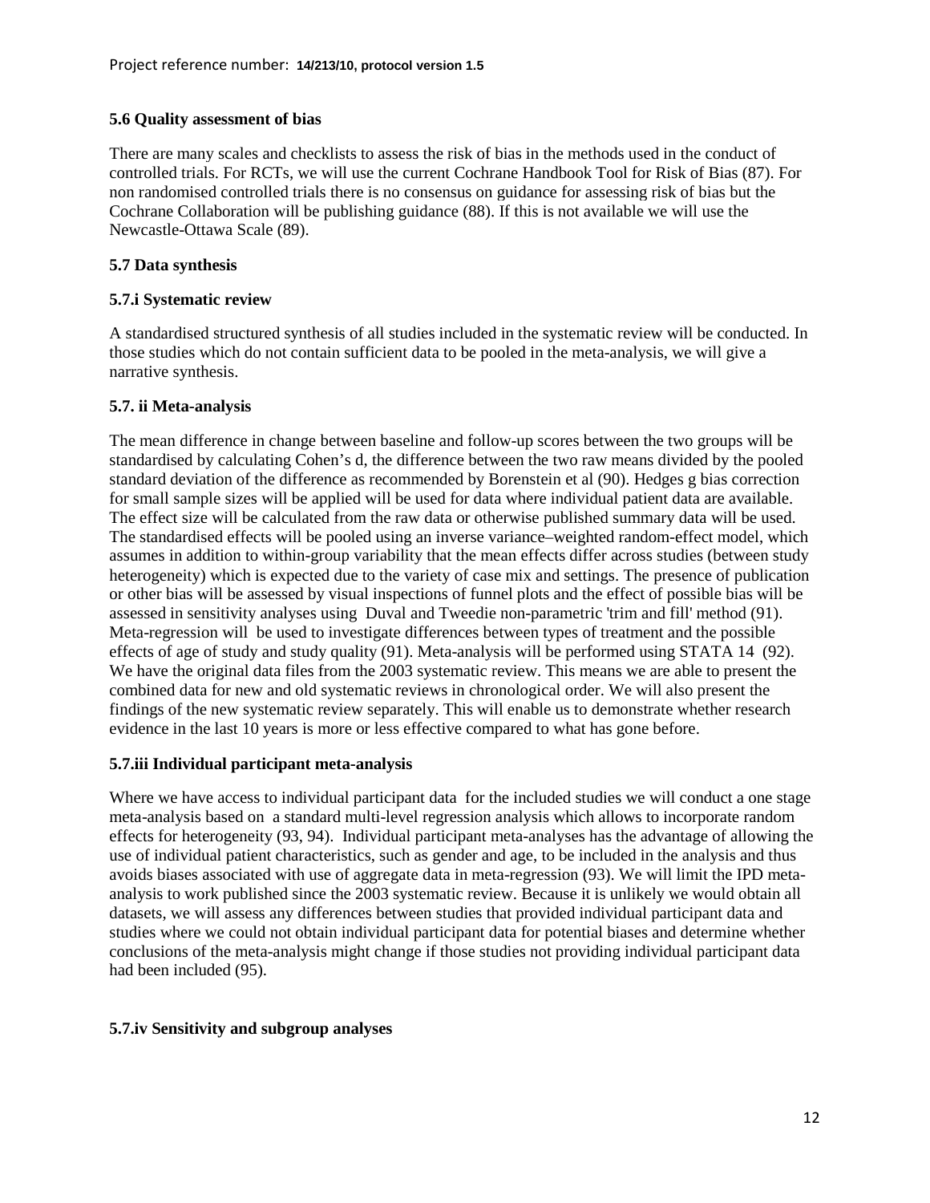### 5.6 Quality assessment of bias

There are many scales and checklists to assess the risk of bias in the methods used in the conduct of controlled trials. For RCTs, we will use the current Cochrane Handbook Tool for Risk of Bias (87). For non randomised controlled trials there is no consensus on guidance for assessing risk of bias but the Cochrane Collaboration will be publishing guidance (88). If this is not available we will use the Newcastle-Ottawa Scale (89).

### 5.7 Data synthesis

#### 5.7.i Systematic review

A standardised structured synthesis of all studies included in the systematic review will be conducted. In those studies which do not contain sufficient data to be pooled in the meta-analysis, we will give a narrative synthesis.

#### 5.7. ii Meta-analysis

The mean difference in change between baseline and follow-up scores between the two groups will be standardised by calculating Cohen's d, the difference between the two raw means divided by the pooled standard deviation of the difference as recommended by Borenstein et al (90). Hedges g bias correction for small sample sizes will be applied will be used for data where individual patient data are available. The effect size will be calculated from the raw data or otherwise published summary data will be used. The standardised effects will be pooled using an inverse variance–weighted random-effect model, which assumes in addition to within-group variability that the mean effects differ across studies (between study heterogeneity) which is expected due to the variety of case mix and settings. The presence of publication or other bias will be assessed by visual inspections of funnel plots and the effect of possible bias will be assessed in sensitivity analyses using Duval and Tweedie non-parametric 'trim and fill' method (91). Meta-regression will be used to investigate differences between types of treatment and the possible effects of age of study and study quality (91). Meta-analysis will be performed using STATA 14 (92). We have the original data files from the 2003 systematic review. This means we are able to present the combined data for new and old systematic reviews in chronological order. We will also present the findings of the new systematic review separately. This will enable us to demonstrate whether research evidence in the last 10 years is more or less effective compared to what has gone before.

#### 5.7.iii Individual participant meta-analysis

Where we have access to individual participant data for the included studies we will conduct a one stage meta-analysis based on a standard multi-level regression analysis which allows to incorporate random effects for heterogeneity (93, 94). Individual participant meta-analyses has the advantage of allowing the use of individual patient characteristics, such as gender and age, to be included in the analysis and thus avoids biases associated with use of aggregate data in meta-regression (93). We will limit the IPD meta-analysis to work published since the 2003 systematic review. Because it is unlikely we would obtain all datasets, we will assess any differences between studies that provided individual participant data and studies where we could not obtain individual participant data for potential biases and determine whether conclusions of the meta-analysis might change if those studies not providing individual participant data had been included (95).

#### 5.7.iv Sensitivity and subgroup analyses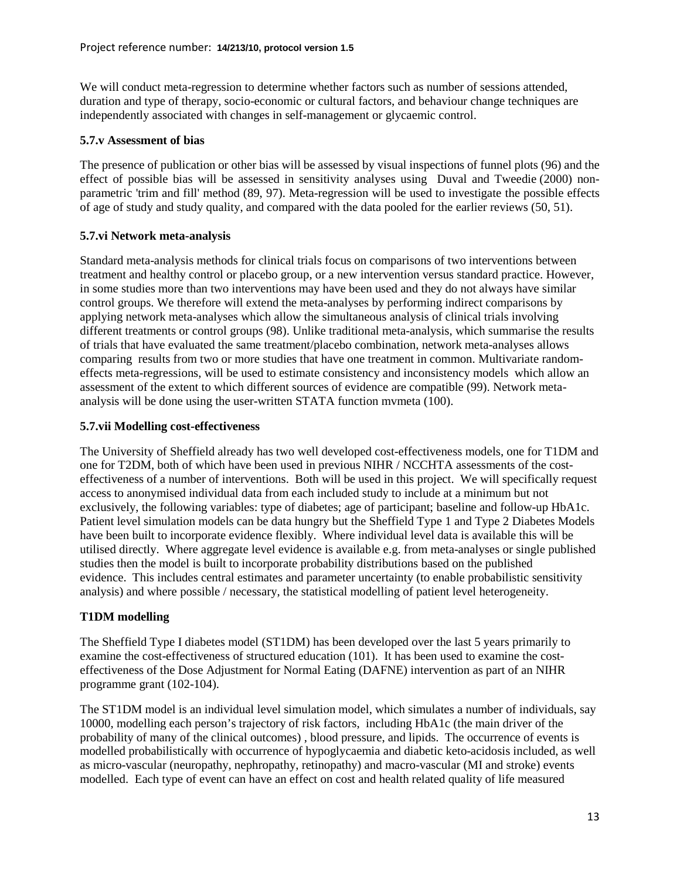We will conduct meta-regression to determine whether factors such as number of sessions attended, duration and type of therapy, socio-economic or cultural factors, and behaviour change techniques are independently associated with changes in self-management or glycaemic control.

### 5.7.v Assessment of bias

The presence of publication or other bias will be assessed by visual inspections of funnel plots (96) and the effect of possible bias will be assessed in sensitivity analyses using Duval and Tweedie (2000) non-parametric 'trim and fill' method (89, 97). Meta-regression will be used to investigate the possible effects of age of study and study quality, and compared with the data pooled for the earlier reviews (50, 51).

### 5.7.vi Network meta-analysis

Standard meta-analysis methods for clinical trials focus on comparisons of two interventions between treatment and healthy control or placebo group, or a new intervention versus standard practice. However, in some studies more than two interventions may have been used and they do not always have similar control groups. We therefore will extend the meta-analyses by performing indirect comparisons by applying network meta-analyses which allow the simultaneous analysis of clinical trials involving different treatments or control groups (98). Unlike traditional meta-analysis, which summarise the results of trials that have evaluated the same treatment/placebo combination, network meta-analyses allows comparing results from two or more studies that have one treatment in common. Multivariate random-effects meta-regressions, will be used to estimate consistency and inconsistency models which allow an assessment of the extent to which different sources of evidence are compatible (99). Network meta-analysis will be done using the user-written STATA function mvmeta (100).

### 5.7.vii Modelling cost-effectiveness

The University of Sheffield already has two well developed cost-effectiveness models, one for T1DM and one for T2DM, both of which have been used in previous NIHR / NCCHTA assessments of the cost-effectiveness of a number of interventions. Both will be used in this project. We will specifically request access to anonymised individual data from each included study to include at a minimum but not exclusively, the following variables: type of diabetes; age of participant; baseline and follow-up HbA1c. Patient level simulation models can be data hungry but the Sheffield Type 1 and Type 2 Diabetes Models have been built to incorporate evidence flexibly. Where individual level data is available this will be utilised directly. Where aggregate level evidence is available e.g. from meta-analyses or single published studies then the model is built to incorporate probability distributions based on the published evidence. This includes central estimates and parameter uncertainty (to enable probabilistic sensitivity analysis) and where possible / necessary, the statistical modelling of patient level heterogeneity.

### T1DM modelling

The Sheffield Type I diabetes model (ST1DM) has been developed over the last 5 years primarily to examine the cost-effectiveness of structured education (101). It has been used to examine the cost-effectiveness of the Dose Adjustment for Normal Eating (DAFNE) intervention as part of an NIHR programme grant (102-104).

The ST1DM model is an individual level simulation model, which simulates a number of individuals, say 10000, modelling each person's trajectory of risk factors, including HbA1c (the main driver of the probability of many of the clinical outcomes) , blood pressure, and lipids. The occurrence of events is modelled probabilistically with occurrence of hypoglycaemia and diabetic keto-acidosis included, as well as micro-vascular (neuropathy, nephropathy, retinopathy) and macro-vascular (MI and stroke) events modelled. Each type of event can have an effect on cost and health related quality of life measured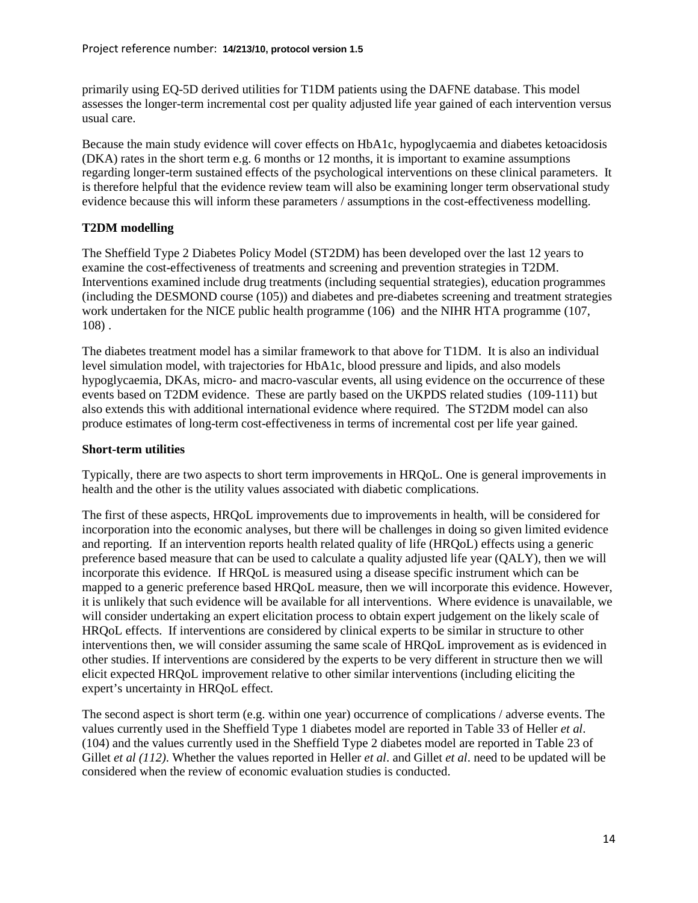primarily using EQ-5D derived utilities for T1DM patients using the DAFNE database. This model assesses the longer-term incremental cost per quality adjusted life year gained of each intervention versus usual care.

Because the main study evidence will cover effects on HbA1c, hypoglycaemia and diabetes ketoacidosis (DKA) rates in the short term e.g. 6 months or 12 months, it is important to examine assumptions regarding longer-term sustained effects of the psychological interventions on these clinical parameters. It is therefore helpful that the evidence review team will also be examining longer term observational study evidence because this will inform these parameters / assumptions in the cost-effectiveness modelling.

**T2DM modelling**

The Sheffield Type 2 Diabetes Policy Model (ST2DM) has been developed over the last 12 years to examine the cost-effectiveness of treatments and screening and prevention strategies in T2DM. Interventions examined include drug treatments (including sequential strategies), education programmes (including the DESMOND course (105)) and diabetes and pre-diabetes screening and treatment strategies work undertaken for the NICE public health programme (106) and the NIHR HTA programme (107, 108) .

The diabetes treatment model has a similar framework to that above for T1DM. It is also an individual level simulation model, with trajectories for HbA1c, blood pressure and lipids, and also models hypoglycaemia, DKAs, micro- and macro-vascular events, all using evidence on the occurrence of these events based on T2DM evidence. These are partly based on the UKPDS related studies (109-111) but also extends this with additional international evidence where required. The ST2DM model can also produce estimates of long-term cost-effectiveness in terms of incremental cost per life year gained.

**Short-term utilities**

Typically, there are two aspects to short term improvements in HRQoL. One is general improvements in health and the other is the utility values associated with diabetic complications.

The first of these aspects, HRQoL improvements due to improvements in health, will be considered for incorporation into the economic analyses, but there will be challenges in doing so given limited evidence and reporting. If an intervention reports health related quality of life (HRQoL) effects using a generic preference based measure that can be used to calculate a quality adjusted life year (QALY), then we will incorporate this evidence. If HRQoL is measured using a disease specific instrument which can be mapped to a generic preference based HRQoL measure, then we will incorporate this evidence. However, it is unlikely that such evidence will be available for all interventions. Where evidence is unavailable, we will consider undertaking an expert elicitation process to obtain expert judgement on the likely scale of HRQoL effects. If interventions are considered by clinical experts to be similar in structure to other interventions then, we will consider assuming the same scale of HRQoL improvement as is evidenced in other studies. If interventions are considered by the experts to be very different in structure then we will elicit expected HRQoL improvement relative to other similar interventions (including eliciting the expert's uncertainty in HRQoL effect.

The second aspect is short term (e.g. within one year) occurrence of complications / adverse events. The values currently used in the Sheffield Type 1 diabetes model are reported in Table 33 of Heller *et al*. (104) and the values currently used in the Sheffield Type 2 diabetes model are reported in Table 23 of Gillet *et al (112)*. Whether the values reported in Heller *et al*. and Gillet *et al*. need to be updated will be considered when the review of economic evaluation studies is conducted.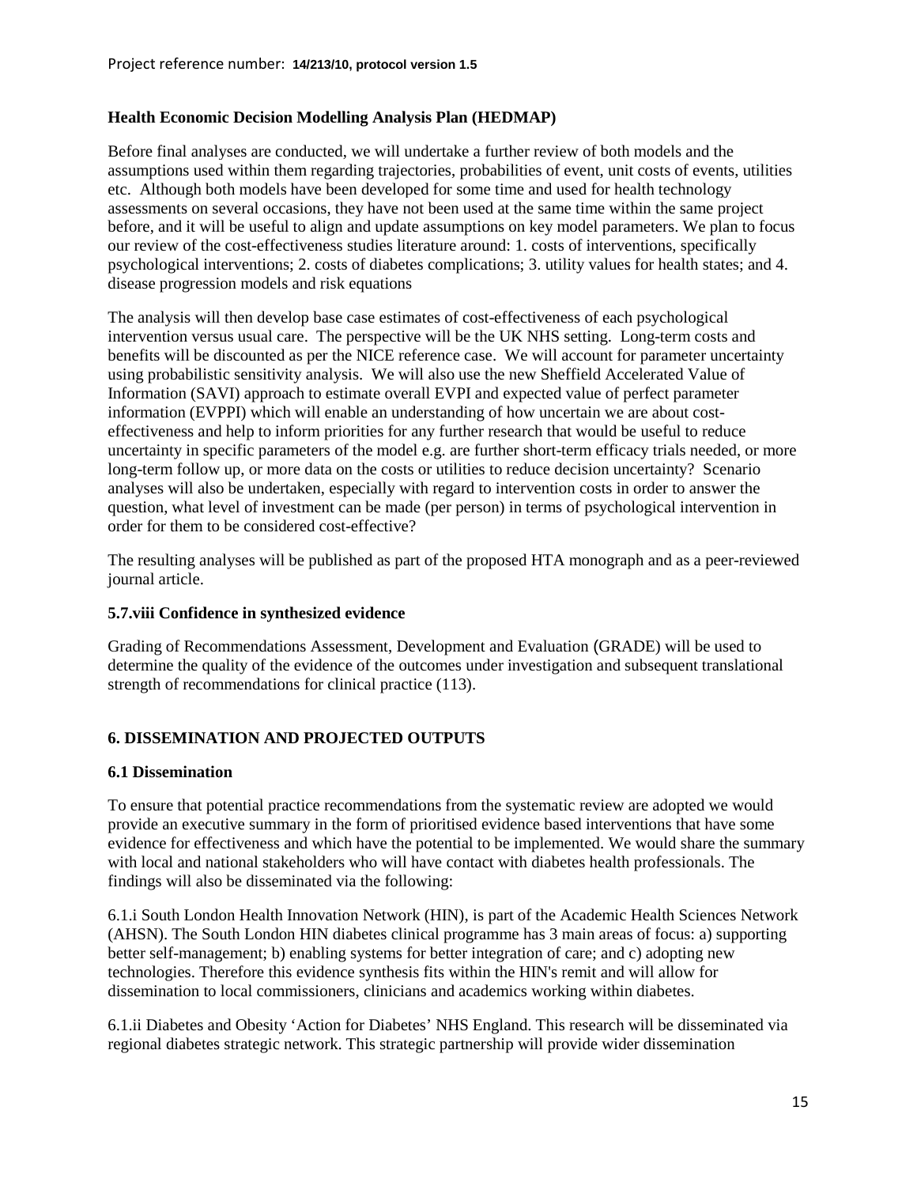**Health Economic Decision Modelling Analysis Plan (HEDMAP)**

Before final analyses are conducted, we will undertake a further review of both models and the assumptions used within them regarding trajectories, probabilities of event, unit costs of events, utilities etc. Although both models have been developed for some time and used for health technology assessments on several occasions, they have not been used at the same time within the same project before, and it will be useful to align and update assumptions on key model parameters. We plan to focus our review of the cost-effectiveness studies literature around: 1. costs of interventions, specifically psychological interventions; 2. costs of diabetes complications; 3. utility values for health states; and 4. disease progression models and risk equations

The analysis will then develop base case estimates of cost-effectiveness of each psychological intervention versus usual care. The perspective will be the UK NHS setting. Long-term costs and benefits will be discounted as per the NICE reference case. We will account for parameter uncertainty using probabilistic sensitivity analysis. We will also use the new Sheffield Accelerated Value of Information (SAVI) approach to estimate overall EVPI and expected value of perfect parameter information (EVPPI) which will enable an understanding of how uncertain we are about cost-effectiveness and help to inform priorities for any further research that would be useful to reduce uncertainty in specific parameters of the model e.g. are further short-term efficacy trials needed, or more long-term follow up, or more data on the costs or utilities to reduce decision uncertainty? Scenario analyses will also be undertaken, especially with regard to intervention costs in order to answer the question, what level of investment can be made (per person) in terms of psychological intervention in order for them to be considered cost-effective?

The resulting analyses will be published as part of the proposed HTA monograph and as a peer-reviewed journal article.

### 5.7.viii Confidence in synthesized evidence

Grading of Recommendations Assessment, Development and Evaluation (GRADE) will be used to determine the quality of the evidence of the outcomes under investigation and subsequent translational strength of recommendations for clinical practice (113).

## 6. DISSEMINATION AND PROJECTED OUTPUTS

### 6.1 Dissemination

To ensure that potential practice recommendations from the systematic review are adopted we would provide an executive summary in the form of prioritised evidence based interventions that have some evidence for effectiveness and which have the potential to be implemented. We would share the summary with local and national stakeholders who will have contact with diabetes health professionals. The findings will also be disseminated via the following:

6.1.i South London Health Innovation Network (HIN), is part of the Academic Health Sciences Network (AHSN). The South London HIN diabetes clinical programme has 3 main areas of focus: a) supporting better self-management; b) enabling systems for better integration of care; and c) adopting new technologies. Therefore this evidence synthesis fits within the HIN's remit and will allow for dissemination to local commissioners, clinicians and academics working within diabetes.

6.1.ii Diabetes and Obesity 'Action for Diabetes' NHS England. This research will be disseminated via regional diabetes strategic network. This strategic partnership will provide wider dissemination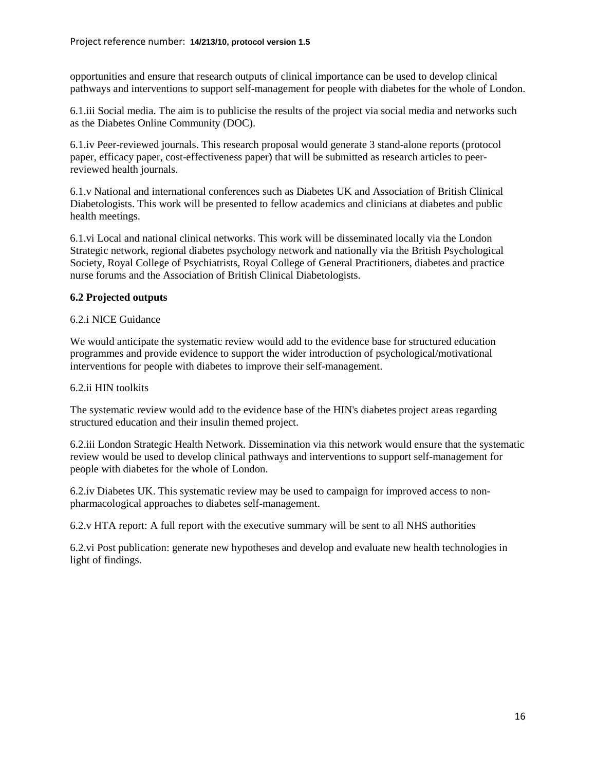opportunities and ensure that research outputs of clinical importance can be used to develop clinical pathways and interventions to support self-management for people with diabetes for the whole of London.

6.1.iii Social media. The aim is to publicise the results of the project via social media and networks such as the Diabetes Online Community (DOC).

6.1.iv Peer-reviewed journals. This research proposal would generate 3 stand-alone reports (protocol paper, efficacy paper, cost-effectiveness paper) that will be submitted as research articles to peer-reviewed health journals.

6.1.v National and international conferences such as Diabetes UK and Association of British Clinical Diabetologists. This work will be presented to fellow academics and clinicians at diabetes and public health meetings.

6.1.vi Local and national clinical networks. This work will be disseminated locally via the London Strategic network, regional diabetes psychology network and nationally via the British Psychological Society, Royal College of Psychiatrists, Royal College of General Practitioners, diabetes and practice nurse forums and the Association of British Clinical Diabetologists.

**6.2 Projected outputs**

6.2.i NICE Guidance

We would anticipate the systematic review would add to the evidence base for structured education programmes and provide evidence to support the wider introduction of psychological/motivational interventions for people with diabetes to improve their self-management.

6.2.ii HIN toolkits

The systematic review would add to the evidence base of the HIN's diabetes project areas regarding structured education and their insulin themed project.

6.2.iii London Strategic Health Network. Dissemination via this network would ensure that the systematic review would be used to develop clinical pathways and interventions to support self-management for people with diabetes for the whole of London.

6.2.iv Diabetes UK. This systematic review may be used to campaign for improved access to non-pharmacological approaches to diabetes self-management.

6.2.v HTA report: A full report with the executive summary will be sent to all NHS authorities

6.2.vi Post publication: generate new hypotheses and develop and evaluate new health technologies in light of findings.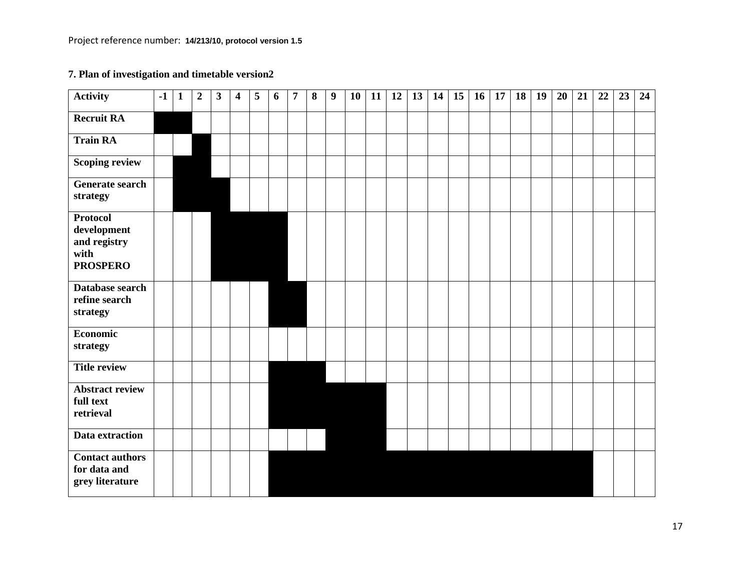## 7. Plan of investigation and timetable version2

| Activity | -1 | 1 | 2 | 3 | 4 | 5 | 6 | 7 | 8 | 9 | 10 | 11 | 12 | 13 | 14 | 15 | 16 | 17 | 18 | 19 | 20 | 21 | 22 | 23 | 24 |
|---|---|---|---|---|---|---|---|---|---|---|---|---|---|---|---|---|---|---|---|---|---|---|---|---|---|
| **Recruit RA** | ■ | ■ | | | | | | | | | | | | | | | | | | | | | | | |
| **Train RA** | | | ■ | | | | | | | | | | | | | | | | | | | | | | |
| **Scoping review** | | ■ | ■ | | | | | | | | | | | | | | | | | | | | | | |
| **Generate search strategy** | | ■ | ■ | ■ | | | | | | | | | | | | | | | | | | | | | |
| **Protocol development and registry with PROSPERO** | | | | ■ | ■ | ■ | ■ | | | | | | | | | | | | | | | | | | |
| **Database search refine search strategy** | | | | | | | ■ | ■ | | | | | | | | | | | | | | | | | |
| **Economic strategy** | | | | | | | | | | | | | | | | | | | | | | | | | |
| **Title review** | | | | | | | ■ | ■ | ■ | | | | | | | | | | | | | | | | |
| **Abstract review full text retrieval** | | | | | | | ■ | ■ | ■ | ■ | ■ | ■ | | | | | | | | | | | | | |
| **Data extraction** | | | | | | | | | | ■ | ■ | ■ | | | | | | | | | | | | | |
| **Contact authors for data and grey literature** | | | | | | | ■ | ■ | ■ | ■ | ■ | ■ | ■ | ■ | ■ | ■ | ■ | ■ | ■ | ■ | ■ | ■ | | | |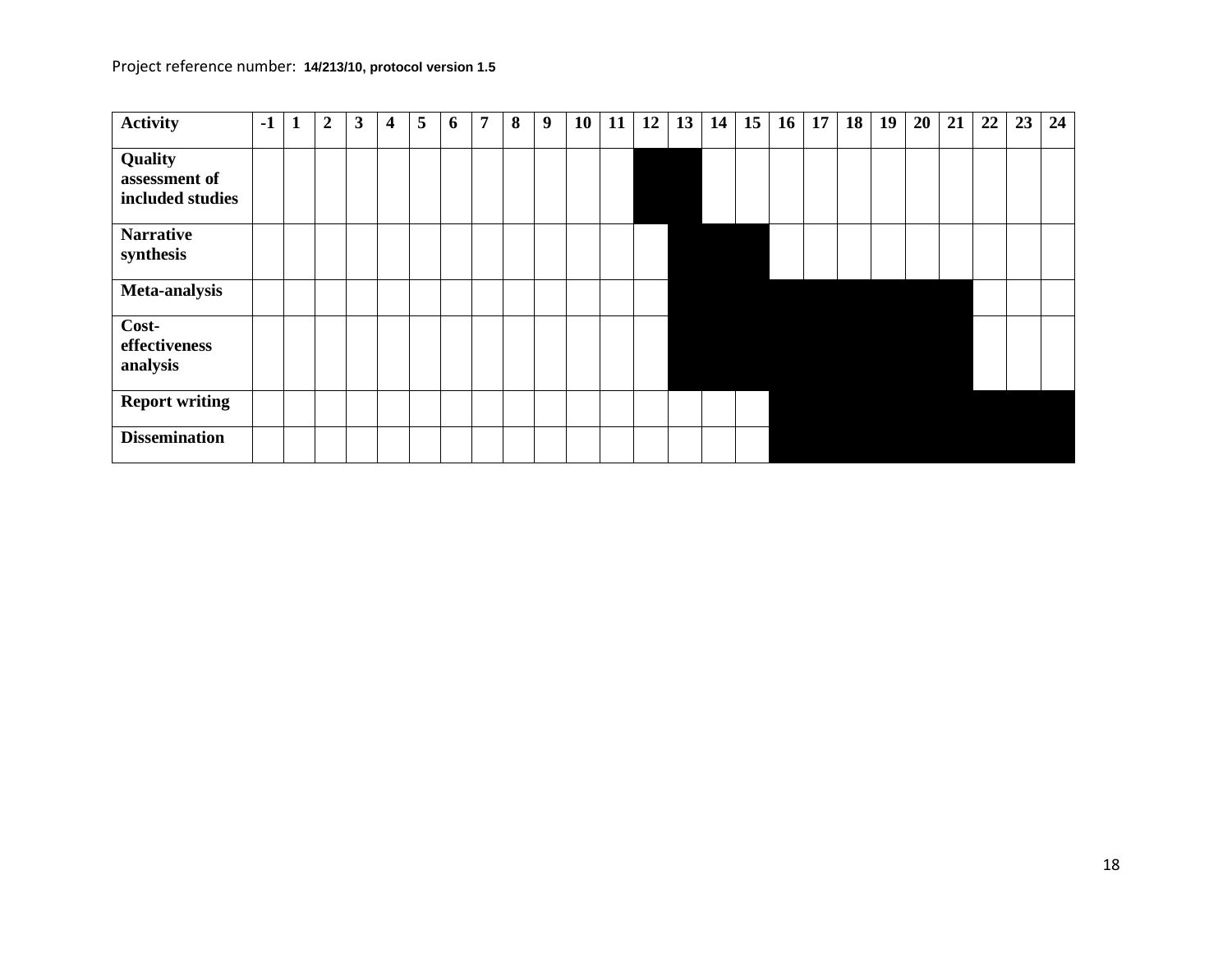| Activity | -1 | 1 | 2 | 3 | 4 | 5 | 6 | 7 | 8 | 9 | 10 | 11 | 12 | 13 | 14 | 15 | 16 | 17 | 18 | 19 | 20 | 21 | 22 | 23 | 24 |
|---|---|---|---|---|---|---|---|---|---|---|---|---|---|---|---|---|---|---|---|---|---|---|---|---|---|
| **Quality assessment of included studies** | | | | | | | | | | | | | ■ | ■ | | | | | | | | | | | |
| **Narrative synthesis** | | | | | | | | | | | | | | ■ | ■ | ■ | | | | | | | | | |
| **Meta-analysis** | | | | | | | | | | | | | | ■ | ■ | ■ | ■ | ■ | ■ | ■ | ■ | ■ | | | |
| **Cost-effectiveness analysis** | | | | | | | | | | | | | | ■ | ■ | ■ | ■ | ■ | ■ | ■ | ■ | ■ | | | |
| **Report writing** | | | | | | | | | | | | | | | | | ■ | ■ | ■ | ■ | ■ | ■ | ■ | ■ | ■ |
| **Dissemination** | | | | | | | | | | | | | | | | | ■ | ■ | ■ | ■ | ■ | ■ | ■ | ■ | ■ |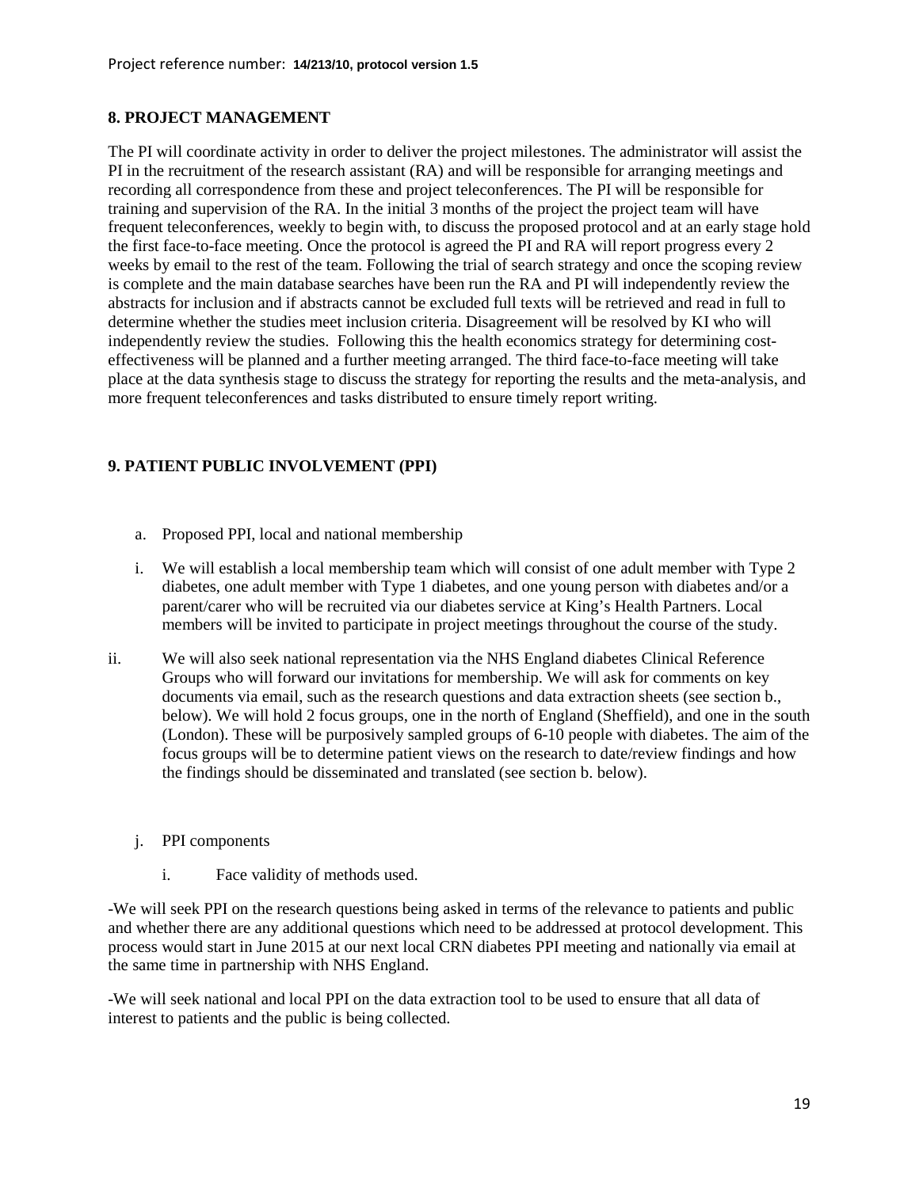## 8. PROJECT MANAGEMENT

The PI will coordinate activity in order to deliver the project milestones. The administrator will assist the PI in the recruitment of the research assistant (RA) and will be responsible for arranging meetings and recording all correspondence from these and project teleconferences. The PI will be responsible for training and supervision of the RA. In the initial 3 months of the project the project team will have frequent teleconferences, weekly to begin with, to discuss the proposed protocol and at an early stage hold the first face-to-face meeting. Once the protocol is agreed the PI and RA will report progress every 2 weeks by email to the rest of the team. Following the trial of search strategy and once the scoping review is complete and the main database searches have been run the RA and PI will independently review the abstracts for inclusion and if abstracts cannot be excluded full texts will be retrieved and read in full to determine whether the studies meet inclusion criteria. Disagreement will be resolved by KI who will independently review the studies. Following this the health economics strategy for determining cost-effectiveness will be planned and a further meeting arranged. The third face-to-face meeting will take place at the data synthesis stage to discuss the strategy for reporting the results and the meta-analysis, and more frequent teleconferences and tasks distributed to ensure timely report writing.

## 9. PATIENT PUBLIC INVOLVEMENT (PPI)

a. Proposed PPI, local and national membership

i. We will establish a local membership team which will consist of one adult member with Type 2 diabetes, one adult member with Type 1 diabetes, and one young person with diabetes and/or a parent/carer who will be recruited via our diabetes service at King's Health Partners. Local members will be invited to participate in project meetings throughout the course of the study.

ii. We will also seek national representation via the NHS England diabetes Clinical Reference Groups who will forward our invitations for membership. We will ask for comments on key documents via email, such as the research questions and data extraction sheets (see section b., below). We will hold 2 focus groups, one in the north of England (Sheffield), and one in the south (London). These will be purposively sampled groups of 6-10 people with diabetes. The aim of the focus groups will be to determine patient views on the research to date/review findings and how the findings should be disseminated and translated (see section b. below).

j. PPI components

i. Face validity of methods used.

-We will seek PPI on the research questions being asked in terms of the relevance to patients and public and whether there are any additional questions which need to be addressed at protocol development. This process would start in June 2015 at our next local CRN diabetes PPI meeting and nationally via email at the same time in partnership with NHS England.

-We will seek national and local PPI on the data extraction tool to be used to ensure that all data of interest to patients and the public is being collected.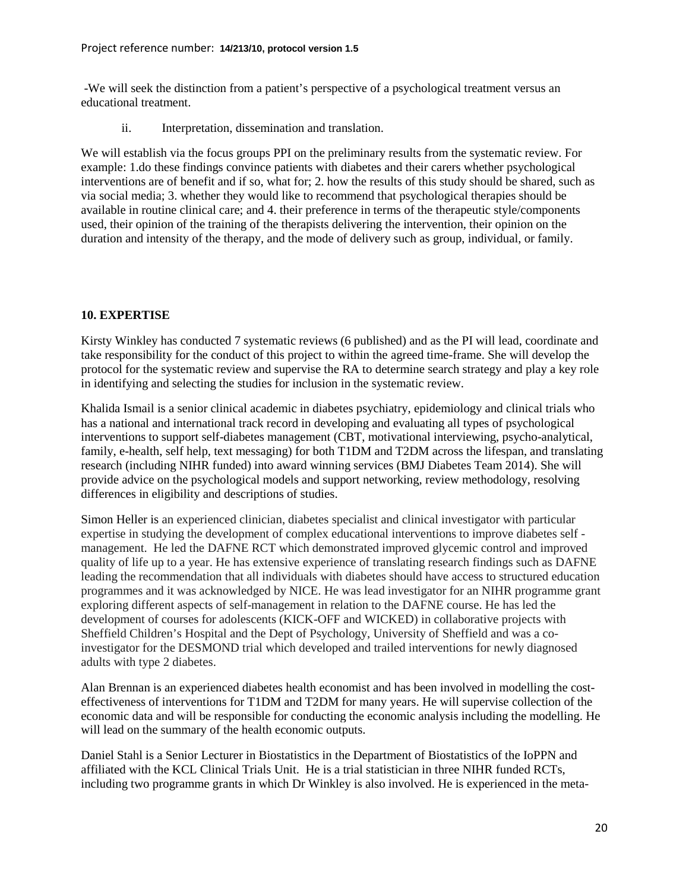-We will seek the distinction from a patient's perspective of a psychological treatment versus an educational treatment.

ii. Interpretation, dissemination and translation.

We will establish via the focus groups PPI on the preliminary results from the systematic review. For example: 1.do these findings convince patients with diabetes and their carers whether psychological interventions are of benefit and if so, what for; 2. how the results of this study should be shared, such as via social media; 3. whether they would like to recommend that psychological therapies should be available in routine clinical care; and 4. their preference in terms of the therapeutic style/components used, their opinion of the training of the therapists delivering the intervention, their opinion on the duration and intensity of the therapy, and the mode of delivery such as group, individual, or family.

## 10. EXPERTISE

Kirsty Winkley has conducted 7 systematic reviews (6 published) and as the PI will lead, coordinate and take responsibility for the conduct of this project to within the agreed time-frame. She will develop the protocol for the systematic review and supervise the RA to determine search strategy and play a key role in identifying and selecting the studies for inclusion in the systematic review.

Khalida Ismail is a senior clinical academic in diabetes psychiatry, epidemiology and clinical trials who has a national and international track record in developing and evaluating all types of psychological interventions to support self-diabetes management (CBT, motivational interviewing, psycho-analytical, family, e-health, self help, text messaging) for both T1DM and T2DM across the lifespan, and translating research (including NIHR funded) into award winning services (BMJ Diabetes Team 2014). She will provide advice on the psychological models and support networking, review methodology, resolving differences in eligibility and descriptions of studies.

Simon Heller is an experienced clinician, diabetes specialist and clinical investigator with particular expertise in studying the development of complex educational interventions to improve diabetes self - management. He led the DAFNE RCT which demonstrated improved glycemic control and improved quality of life up to a year. He has extensive experience of translating research findings such as DAFNE leading the recommendation that all individuals with diabetes should have access to structured education programmes and it was acknowledged by NICE. He was lead investigator for an NIHR programme grant exploring different aspects of self-management in relation to the DAFNE course. He has led the development of courses for adolescents (KICK-OFF and WICKED) in collaborative projects with Sheffield Children's Hospital and the Dept of Psychology, University of Sheffield and was a co-investigator for the DESMOND trial which developed and trailed interventions for newly diagnosed adults with type 2 diabetes.

Alan Brennan is an experienced diabetes health economist and has been involved in modelling the cost-effectiveness of interventions for T1DM and T2DM for many years. He will supervise collection of the economic data and will be responsible for conducting the economic analysis including the modelling. He will lead on the summary of the health economic outputs.

Daniel Stahl is a Senior Lecturer in Biostatistics in the Department of Biostatistics of the IoPPN and affiliated with the KCL Clinical Trials Unit. He is a trial statistician in three NIHR funded RCTs, including two programme grants in which Dr Winkley is also involved. He is experienced in the meta-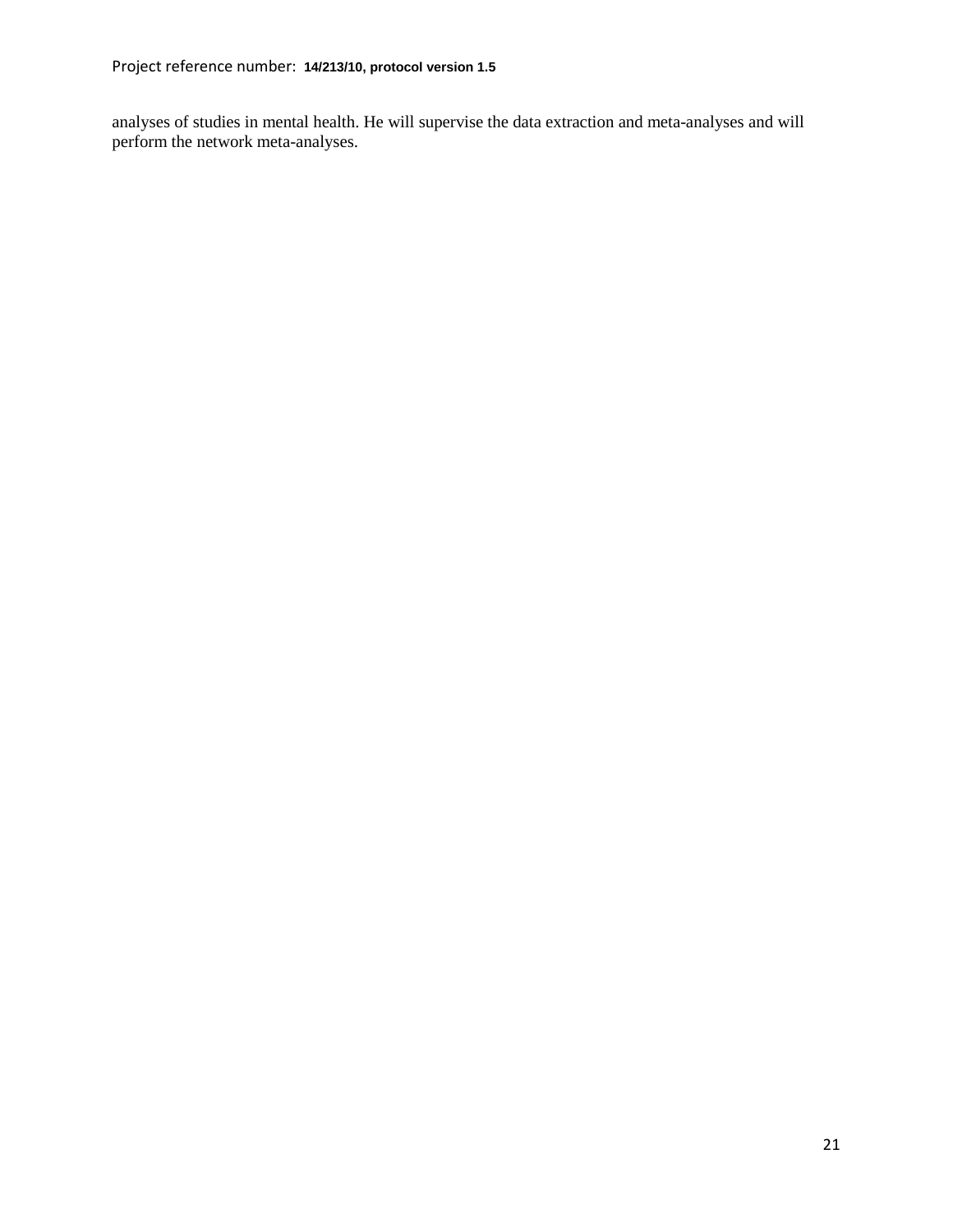analyses of studies in mental health. He will supervise the data extraction and meta-analyses and will perform the network meta-analyses.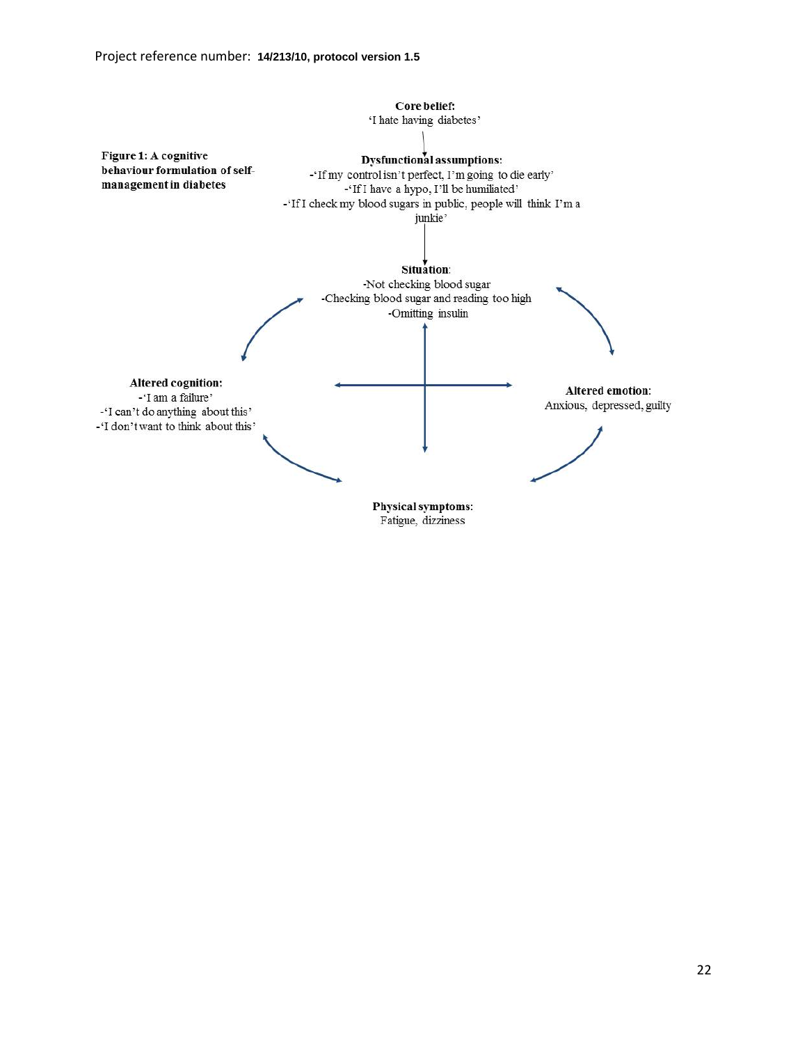**Figure 1: A cognitive behaviour formulation of self-management in diabetes**

**Core belief:**
'I hate having diabetes'

**Dysfunctional assumptions:**
-'If my control isn't perfect, I'm going to die early'
-'If I have a hypo, I'll be humiliated'
-'If I check my blood sugars in public, people will think I'm a junkie'

**Situation:**
-Not checking blood sugar
-Checking blood sugar and reading too high
-Omitting insulin

**Altered cognition:**
-'I am a failure'
-'I can't do anything about this'
-'I don't want to think about this'

**Altered emotion:**
Anxious, depressed, guilty

**Physical symptoms:**
Fatigue, dizziness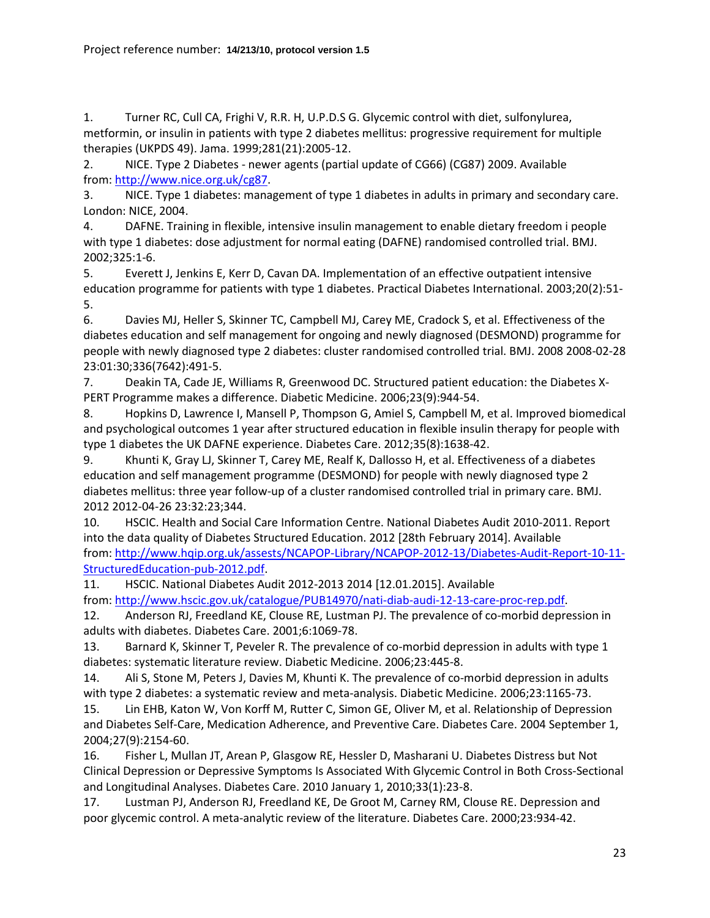1. Turner RC, Cull CA, Frighi V, R.R. H, U.P.D.S G. Glycemic control with diet, sulfonylurea, metformin, or insulin in patients with type 2 diabetes mellitus: progressive requirement for multiple therapies (UKPDS 49). Jama. 1999;281(21):2005-12.
2. NICE. Type 2 Diabetes - newer agents (partial update of CG66) (CG87) 2009. Available from: http://www.nice.org.uk/cg87.
3. NICE. Type 1 diabetes: management of type 1 diabetes in adults in primary and secondary care. London: NICE, 2004.
4. DAFNE. Training in flexible, intensive insulin management to enable dietary freedom i people with type 1 diabetes: dose adjustment for normal eating (DAFNE) randomised controlled trial. BMJ. 2002;325:1-6.
5. Everett J, Jenkins E, Kerr D, Cavan DA. Implementation of an effective outpatient intensive education programme for patients with type 1 diabetes. Practical Diabetes International. 2003;20(2):51-5.
6. Davies MJ, Heller S, Skinner TC, Campbell MJ, Carey ME, Cradock S, et al. Effectiveness of the diabetes education and self management for ongoing and newly diagnosed (DESMOND) programme for people with newly diagnosed type 2 diabetes: cluster randomised controlled trial. BMJ. 2008 2008-02-28 23:01:30;336(7642):491-5.
7. Deakin TA, Cade JE, Williams R, Greenwood DC. Structured patient education: the Diabetes X-PERT Programme makes a difference. Diabetic Medicine. 2006;23(9):944-54.
8. Hopkins D, Lawrence I, Mansell P, Thompson G, Amiel S, Campbell M, et al. Improved biomedical and psychological outcomes 1 year after structured education in flexible insulin therapy for people with type 1 diabetes the UK DAFNE experience. Diabetes Care. 2012;35(8):1638-42.
9. Khunti K, Gray LJ, Skinner T, Carey ME, Realf K, Dallosso H, et al. Effectiveness of a diabetes education and self management programme (DESMOND) for people with newly diagnosed type 2 diabetes mellitus: three year follow-up of a cluster randomised controlled trial in primary care. BMJ. 2012 2012-04-26 23:32:23;344.
10. HSCIC. Health and Social Care Information Centre. National Diabetes Audit 2010-2011. Report into the data quality of Diabetes Structured Education. 2012 [28th February 2014]. Available from: http://www.hqip.org.uk/assests/NCAPOP-Library/NCAPOP-2012-13/Diabetes-Audit-Report-10-11-StructuredEducation-pub-2012.pdf.
11. HSCIC. National Diabetes Audit 2012-2013 2014 [12.01.2015]. Available from: http://www.hscic.gov.uk/catalogue/PUB14970/nati-diab-audi-12-13-care-proc-rep.pdf.
12. Anderson RJ, Freedland KE, Clouse RE, Lustman PJ. The prevalence of co-morbid depression in adults with diabetes. Diabetes Care. 2001;6:1069-78.
13. Barnard K, Skinner T, Peveler R. The prevalence of co-morbid depression in adults with type 1 diabetes: systematic literature review. Diabetic Medicine. 2006;23:445-8.
14. Ali S, Stone M, Peters J, Davies M, Khunti K. The prevalence of co-morbid depression in adults with type 2 diabetes: a systematic review and meta-analysis. Diabetic Medicine. 2006;23:1165-73.
15. Lin EHB, Katon W, Von Korff M, Rutter C, Simon GE, Oliver M, et al. Relationship of Depression and Diabetes Self-Care, Medication Adherence, and Preventive Care. Diabetes Care. 2004 September 1, 2004;27(9):2154-60.
16. Fisher L, Mullan JT, Arean P, Glasgow RE, Hessler D, Masharani U. Diabetes Distress but Not Clinical Depression or Depressive Symptoms Is Associated With Glycemic Control in Both Cross-Sectional and Longitudinal Analyses. Diabetes Care. 2010 January 1, 2010;33(1):23-8.
17. Lustman PJ, Anderson RJ, Freedland KE, De Groot M, Carney RM, Clouse RE. Depression and poor glycemic control. A meta-analytic review of the literature. Diabetes Care. 2000;23:934-42.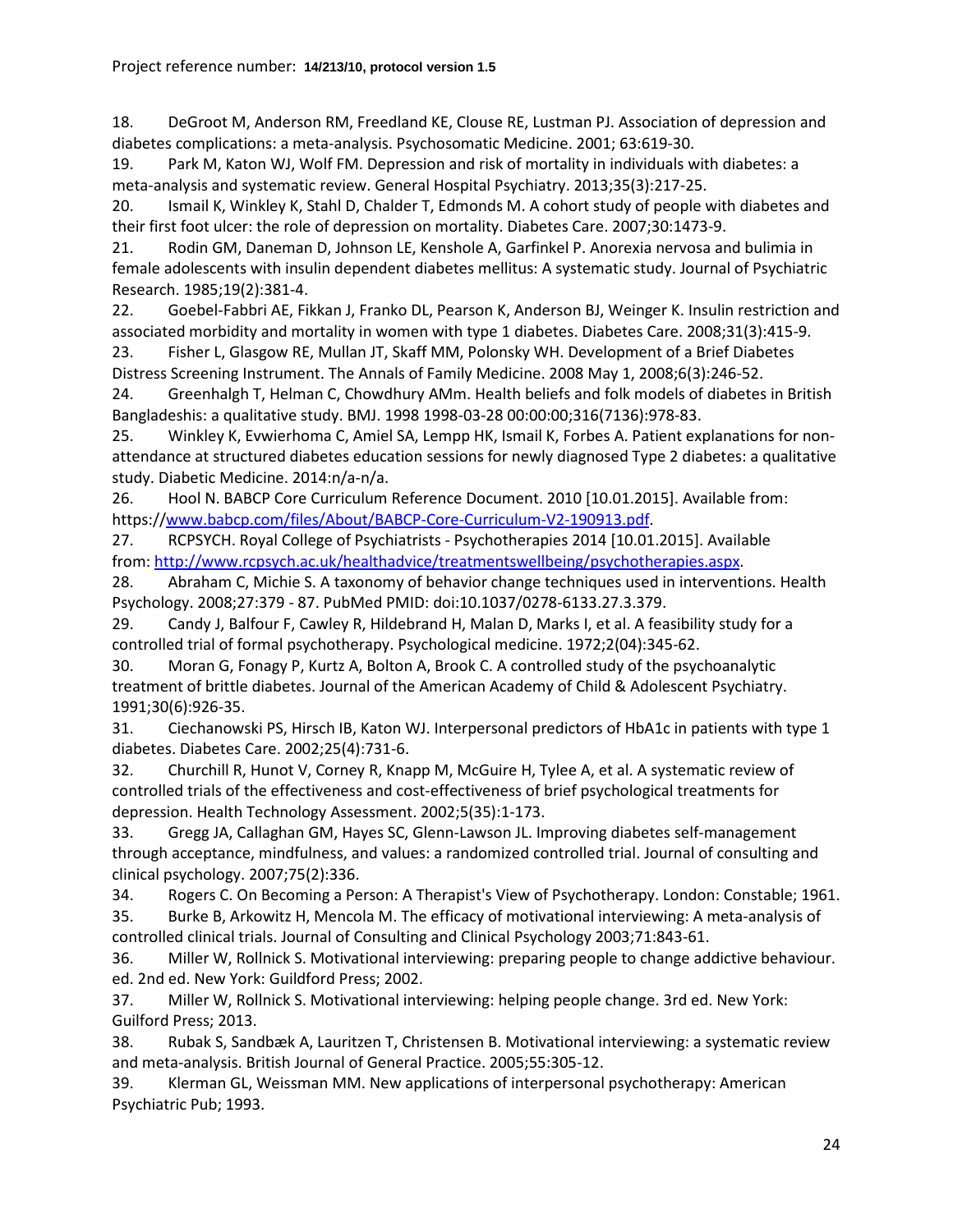18. DeGroot M, Anderson RM, Freedland KE, Clouse RE, Lustman PJ. Association of depression and diabetes complications: a meta-analysis. Psychosomatic Medicine. 2001; 63:619-30.

19. Park M, Katon WJ, Wolf FM. Depression and risk of mortality in individuals with diabetes: a meta-analysis and systematic review. General Hospital Psychiatry. 2013;35(3):217-25.

20. Ismail K, Winkley K, Stahl D, Chalder T, Edmonds M. A cohort study of people with diabetes and their first foot ulcer: the role of depression on mortality. Diabetes Care. 2007;30:1473-9.

21. Rodin GM, Daneman D, Johnson LE, Kenshole A, Garfinkel P. Anorexia nervosa and bulimia in female adolescents with insulin dependent diabetes mellitus: A systematic study. Journal of Psychiatric Research. 1985;19(2):381-4.

22. Goebel-Fabbri AE, Fikkan J, Franko DL, Pearson K, Anderson BJ, Weinger K. Insulin restriction and associated morbidity and mortality in women with type 1 diabetes. Diabetes Care. 2008;31(3):415-9.

23. Fisher L, Glasgow RE, Mullan JT, Skaff MM, Polonsky WH. Development of a Brief Diabetes Distress Screening Instrument. The Annals of Family Medicine. 2008 May 1, 2008;6(3):246-52.

24. Greenhalgh T, Helman C, Chowdhury AMm. Health beliefs and folk models of diabetes in British Bangladeshis: a qualitative study. BMJ. 1998 1998-03-28 00:00:00;316(7136):978-83.

25. Winkley K, Evwierhoma C, Amiel SA, Lempp HK, Ismail K, Forbes A. Patient explanations for non-attendance at structured diabetes education sessions for newly diagnosed Type 2 diabetes: a qualitative study. Diabetic Medicine. 2014:n/a-n/a.

26. Hool N. BABCP Core Curriculum Reference Document. 2010 [10.01.2015]. Available from: https://www.babcp.com/files/About/BABCP-Core-Curriculum-V2-190913.pdf.

27. RCPSYCH. Royal College of Psychiatrists - Psychotherapies 2014 [10.01.2015]. Available from: http://www.rcpsych.ac.uk/healthadvice/treatmentswellbeing/psychotherapies.aspx.

28. Abraham C, Michie S. A taxonomy of behavior change techniques used in interventions. Health Psychology. 2008;27:379 - 87. PubMed PMID: doi:10.1037/0278-6133.27.3.379.

29. Candy J, Balfour F, Cawley R, Hildebrand H, Malan D, Marks I, et al. A feasibility study for a controlled trial of formal psychotherapy. Psychological medicine. 1972;2(04):345-62.

30. Moran G, Fonagy P, Kurtz A, Bolton A, Brook C. A controlled study of the psychoanalytic treatment of brittle diabetes. Journal of the American Academy of Child & Adolescent Psychiatry. 1991;30(6):926-35.

31. Ciechanowski PS, Hirsch IB, Katon WJ. Interpersonal predictors of HbA1c in patients with type 1 diabetes. Diabetes Care. 2002;25(4):731-6.

32. Churchill R, Hunot V, Corney R, Knapp M, McGuire H, Tylee A, et al. A systematic review of controlled trials of the effectiveness and cost-effectiveness of brief psychological treatments for depression. Health Technology Assessment. 2002;5(35):1-173.

33. Gregg JA, Callaghan GM, Hayes SC, Glenn-Lawson JL. Improving diabetes self-management through acceptance, mindfulness, and values: a randomized controlled trial. Journal of consulting and clinical psychology. 2007;75(2):336.

34. Rogers C. On Becoming a Person: A Therapist's View of Psychotherapy. London: Constable; 1961.

35. Burke B, Arkowitz H, Mencola M. The efficacy of motivational interviewing: A meta-analysis of controlled clinical trials. Journal of Consulting and Clinical Psychology 2003;71:843-61.

36. Miller W, Rollnick S. Motivational interviewing: preparing people to change addictive behaviour. ed. 2nd ed. New York: Guildford Press; 2002.

37. Miller W, Rollnick S. Motivational interviewing: helping people change. 3rd ed. New York: Guilford Press; 2013.

38. Rubak S, Sandbæk A, Lauritzen T, Christensen B. Motivational interviewing: a systematic review and meta-analysis. British Journal of General Practice. 2005;55:305-12.

39. Klerman GL, Weissman MM. New applications of interpersonal psychotherapy: American Psychiatric Pub; 1993.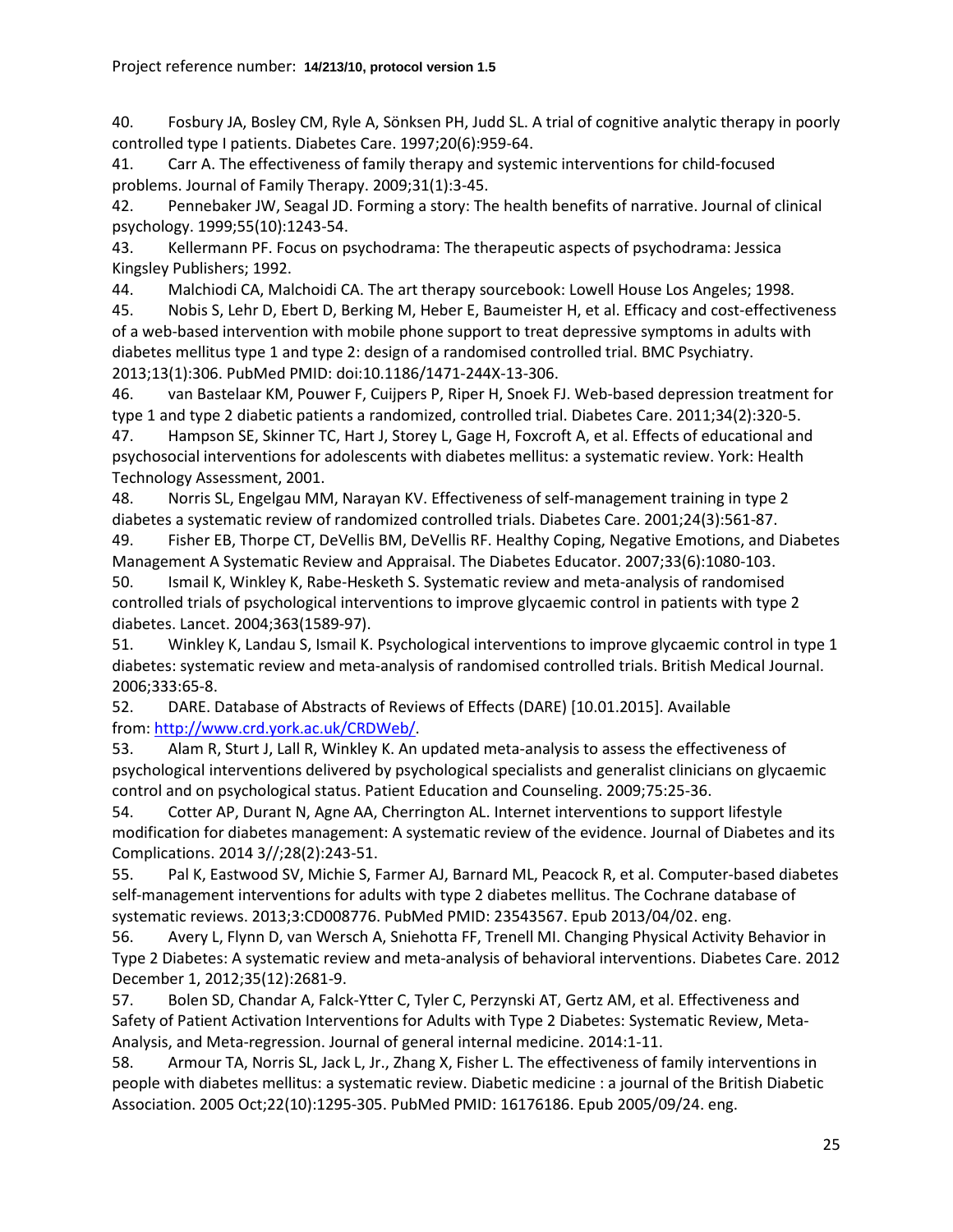40. Fosbury JA, Bosley CM, Ryle A, Sönksen PH, Judd SL. A trial of cognitive analytic therapy in poorly controlled type I patients. Diabetes Care. 1997;20(6):959-64.
41. Carr A. The effectiveness of family therapy and systemic interventions for child-focused problems. Journal of Family Therapy. 2009;31(1):3-45.
42. Pennebaker JW, Seagal JD. Forming a story: The health benefits of narrative. Journal of clinical psychology. 1999;55(10):1243-54.
43. Kellermann PF. Focus on psychodrama: The therapeutic aspects of psychodrama: Jessica Kingsley Publishers; 1992.
44. Malchiodi CA, Malchoidi CA. The art therapy sourcebook: Lowell House Los Angeles; 1998.
45. Nobis S, Lehr D, Ebert D, Berking M, Heber E, Baumeister H, et al. Efficacy and cost-effectiveness of a web-based intervention with mobile phone support to treat depressive symptoms in adults with diabetes mellitus type 1 and type 2: design of a randomised controlled trial. BMC Psychiatry. 2013;13(1):306. PubMed PMID: doi:10.1186/1471-244X-13-306.
46. van Bastelaar KM, Pouwer F, Cuijpers P, Riper H, Snoek FJ. Web-based depression treatment for type 1 and type 2 diabetic patients a randomized, controlled trial. Diabetes Care. 2011;34(2):320-5.
47. Hampson SE, Skinner TC, Hart J, Storey L, Gage H, Foxcroft A, et al. Effects of educational and psychosocial interventions for adolescents with diabetes mellitus: a systematic review. York: Health Technology Assessment, 2001.
48. Norris SL, Engelgau MM, Narayan KV. Effectiveness of self-management training in type 2 diabetes a systematic review of randomized controlled trials. Diabetes Care. 2001;24(3):561-87.
49. Fisher EB, Thorpe CT, DeVellis BM, DeVellis RF. Healthy Coping, Negative Emotions, and Diabetes Management A Systematic Review and Appraisal. The Diabetes Educator. 2007;33(6):1080-103.
50. Ismail K, Winkley K, Rabe-Hesketh S. Systematic review and meta-analysis of randomised controlled trials of psychological interventions to improve glycaemic control in patients with type 2 diabetes. Lancet. 2004;363(1589-97).
51. Winkley K, Landau S, Ismail K. Psychological interventions to improve glycaemic control in type 1 diabetes: systematic review and meta-analysis of randomised controlled trials. British Medical Journal. 2006;333:65-8.
52. DARE. Database of Abstracts of Reviews of Effects (DARE) [10.01.2015]. Available from: http://www.crd.york.ac.uk/CRDWeb/.
53. Alam R, Sturt J, Lall R, Winkley K. An updated meta-analysis to assess the effectiveness of psychological interventions delivered by psychological specialists and generalist clinicians on glycaemic control and on psychological status. Patient Education and Counseling. 2009;75:25-36.
54. Cotter AP, Durant N, Agne AA, Cherrington AL. Internet interventions to support lifestyle modification for diabetes management: A systematic review of the evidence. Journal of Diabetes and its Complications. 2014 3//;28(2):243-51.
55. Pal K, Eastwood SV, Michie S, Farmer AJ, Barnard ML, Peacock R, et al. Computer-based diabetes self-management interventions for adults with type 2 diabetes mellitus. The Cochrane database of systematic reviews. 2013;3:CD008776. PubMed PMID: 23543567. Epub 2013/04/02. eng.
56. Avery L, Flynn D, van Wersch A, Sniehotta FF, Trenell MI. Changing Physical Activity Behavior in Type 2 Diabetes: A systematic review and meta-analysis of behavioral interventions. Diabetes Care. 2012 December 1, 2012;35(12):2681-9.
57. Bolen SD, Chandar A, Falck-Ytter C, Tyler C, Perzynski AT, Gertz AM, et al. Effectiveness and Safety of Patient Activation Interventions for Adults with Type 2 Diabetes: Systematic Review, Meta-Analysis, and Meta-regression. Journal of general internal medicine. 2014:1-11.
58. Armour TA, Norris SL, Jack L, Jr., Zhang X, Fisher L. The effectiveness of family interventions in people with diabetes mellitus: a systematic review. Diabetic medicine : a journal of the British Diabetic Association. 2005 Oct;22(10):1295-305. PubMed PMID: 16176186. Epub 2005/09/24. eng.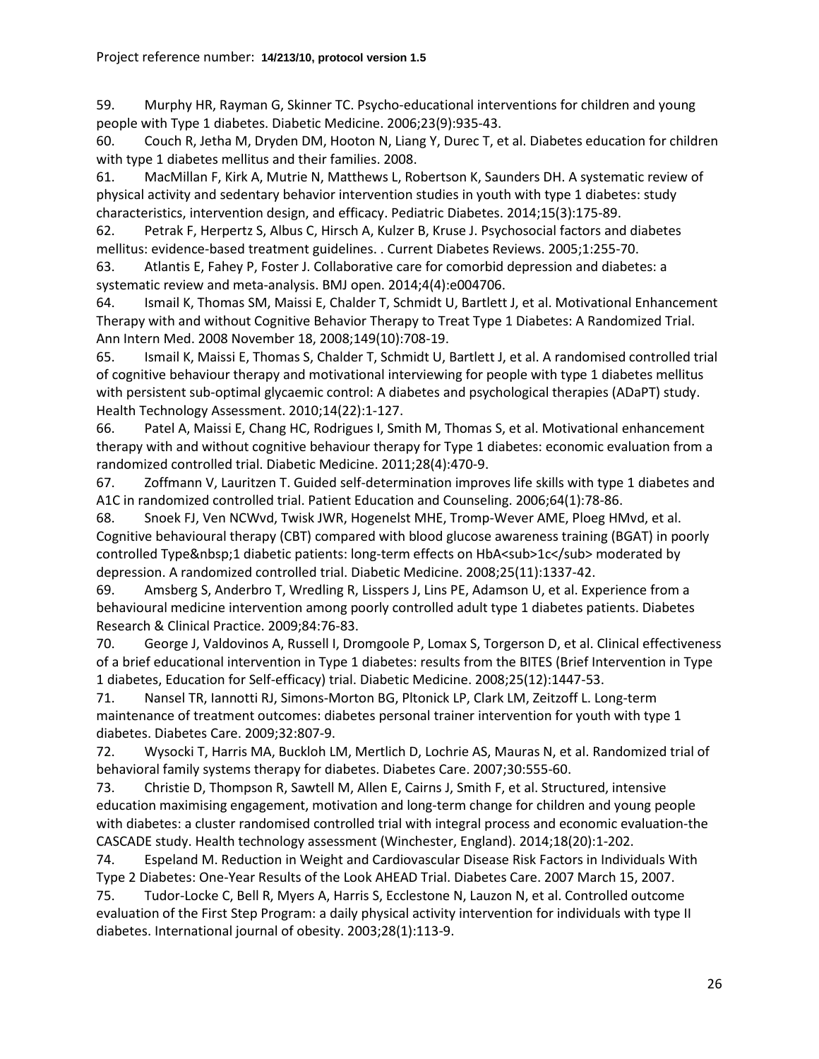59. Murphy HR, Rayman G, Skinner TC. Psycho-educational interventions for children and young people with Type 1 diabetes. Diabetic Medicine. 2006;23(9):935-43.

60. Couch R, Jetha M, Dryden DM, Hooton N, Liang Y, Durec T, et al. Diabetes education for children with type 1 diabetes mellitus and their families. 2008.

61. MacMillan F, Kirk A, Mutrie N, Matthews L, Robertson K, Saunders DH. A systematic review of physical activity and sedentary behavior intervention studies in youth with type 1 diabetes: study characteristics, intervention design, and efficacy. Pediatric Diabetes. 2014;15(3):175-89.

62. Petrak F, Herpertz S, Albus C, Hirsch A, Kulzer B, Kruse J. Psychosocial factors and diabetes mellitus: evidence-based treatment guidelines. . Current Diabetes Reviews. 2005;1:255-70.

63. Atlantis E, Fahey P, Foster J. Collaborative care for comorbid depression and diabetes: a systematic review and meta-analysis. BMJ open. 2014;4(4):e004706.

64. Ismail K, Thomas SM, Maissi E, Chalder T, Schmidt U, Bartlett J, et al. Motivational Enhancement Therapy with and without Cognitive Behavior Therapy to Treat Type 1 Diabetes: A Randomized Trial. Ann Intern Med. 2008 November 18, 2008;149(10):708-19.

65. Ismail K, Maissi E, Thomas S, Chalder T, Schmidt U, Bartlett J, et al. A randomised controlled trial of cognitive behaviour therapy and motivational interviewing for people with type 1 diabetes mellitus with persistent sub-optimal glycaemic control: A diabetes and psychological therapies (ADaPT) study. Health Technology Assessment. 2010;14(22):1-127.

66. Patel A, Maissi E, Chang HC, Rodrigues I, Smith M, Thomas S, et al. Motivational enhancement therapy with and without cognitive behaviour therapy for Type 1 diabetes: economic evaluation from a randomized controlled trial. Diabetic Medicine. 2011;28(4):470-9.

67. Zoffmann V, Lauritzen T. Guided self-determination improves life skills with type 1 diabetes and A1C in randomized controlled trial. Patient Education and Counseling. 2006;64(1):78-86.

68. Snoek FJ, Ven NCWvd, Twisk JWR, Hogenelst MHE, Tromp-Wever AME, Ploeg HMvd, et al. Cognitive behavioural therapy (CBT) compared with blood glucose awareness training (BGAT) in poorly controlled Type&nbsp;1 diabetic patients: long-term effects on HbA<sub>1c</sub> moderated by depression. A randomized controlled trial. Diabetic Medicine. 2008;25(11):1337-42.

69. Amsberg S, Anderbro T, Wredling R, Lisspers J, Lins PE, Adamson U, et al. Experience from a behavioural medicine intervention among poorly controlled adult type 1 diabetes patients. Diabetes Research & Clinical Practice. 2009;84:76-83.

70. George J, Valdovinos A, Russell I, Dromgoole P, Lomax S, Torgerson D, et al. Clinical effectiveness of a brief educational intervention in Type 1 diabetes: results from the BITES (Brief Intervention in Type 1 diabetes, Education for Self-efficacy) trial. Diabetic Medicine. 2008;25(12):1447-53.

71. Nansel TR, Iannotti RJ, Simons-Morton BG, Pltonick LP, Clark LM, Zeitzoff L. Long-term maintenance of treatment outcomes: diabetes personal trainer intervention for youth with type 1 diabetes. Diabetes Care. 2009;32:807-9.

72. Wysocki T, Harris MA, Buckloh LM, Mertlich D, Lochrie AS, Mauras N, et al. Randomized trial of behavioral family systems therapy for diabetes. Diabetes Care. 2007;30:555-60.

73. Christie D, Thompson R, Sawtell M, Allen E, Cairns J, Smith F, et al. Structured, intensive education maximising engagement, motivation and long-term change for children and young people with diabetes: a cluster randomised controlled trial with integral process and economic evaluation-the CASCADE study. Health technology assessment (Winchester, England). 2014;18(20):1-202.

74. Espeland M. Reduction in Weight and Cardiovascular Disease Risk Factors in Individuals With Type 2 Diabetes: One-Year Results of the Look AHEAD Trial. Diabetes Care. 2007 March 15, 2007.

75. Tudor-Locke C, Bell R, Myers A, Harris S, Ecclestone N, Lauzon N, et al. Controlled outcome evaluation of the First Step Program: a daily physical activity intervention for individuals with type II diabetes. International journal of obesity. 2003;28(1):113-9.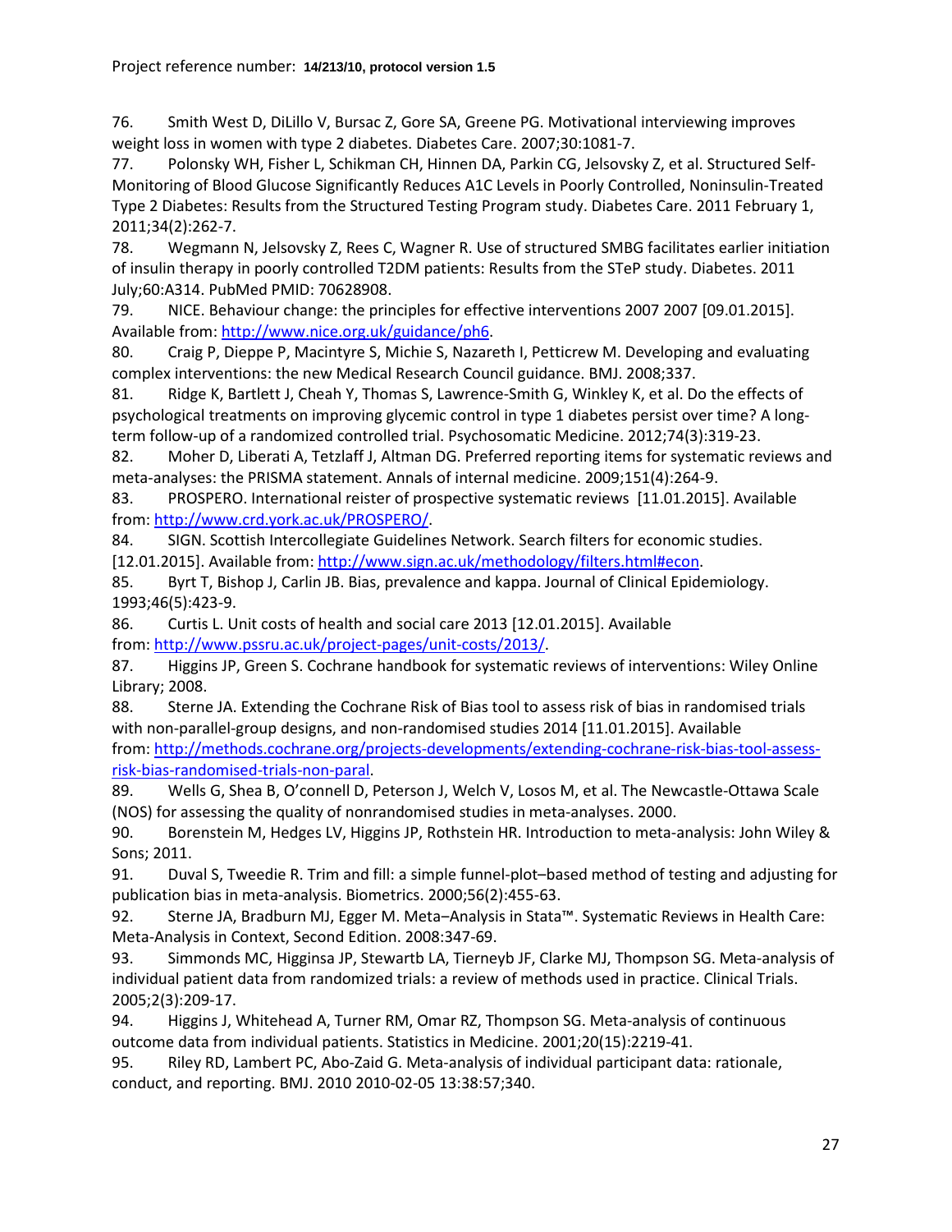76. Smith West D, DiLillo V, Bursac Z, Gore SA, Greene PG. Motivational interviewing improves weight loss in women with type 2 diabetes. Diabetes Care. 2007;30:1081-7.

77. Polonsky WH, Fisher L, Schikman CH, Hinnen DA, Parkin CG, Jelsovsky Z, et al. Structured Self-Monitoring of Blood Glucose Significantly Reduces A1C Levels in Poorly Controlled, Noninsulin-Treated Type 2 Diabetes: Results from the Structured Testing Program study. Diabetes Care. 2011 February 1, 2011;34(2):262-7.

78. Wegmann N, Jelsovsky Z, Rees C, Wagner R. Use of structured SMBG facilitates earlier initiation of insulin therapy in poorly controlled T2DM patients: Results from the STeP study. Diabetes. 2011 July;60:A314. PubMed PMID: 70628908.

79. NICE. Behaviour change: the principles for effective interventions 2007 2007 [09.01.2015]. Available from: http://www.nice.org.uk/guidance/ph6.

80. Craig P, Dieppe P, Macintyre S, Michie S, Nazareth I, Petticrew M. Developing and evaluating complex interventions: the new Medical Research Council guidance. BMJ. 2008;337.

81. Ridge K, Bartlett J, Cheah Y, Thomas S, Lawrence-Smith G, Winkley K, et al. Do the effects of psychological treatments on improving glycemic control in type 1 diabetes persist over time? A long-term follow-up of a randomized controlled trial. Psychosomatic Medicine. 2012;74(3):319-23.

82. Moher D, Liberati A, Tetzlaff J, Altman DG. Preferred reporting items for systematic reviews and meta-analyses: the PRISMA statement. Annals of internal medicine. 2009;151(4):264-9.

83. PROSPERO. International reister of prospective systematic reviews [11.01.2015]. Available from: http://www.crd.york.ac.uk/PROSPERO/.

84. SIGN. Scottish Intercollegiate Guidelines Network. Search filters for economic studies. [12.01.2015]. Available from: http://www.sign.ac.uk/methodology/filters.html#econ.

85. Byrt T, Bishop J, Carlin JB. Bias, prevalence and kappa. Journal of Clinical Epidemiology. 1993;46(5):423-9.

86. Curtis L. Unit costs of health and social care 2013 [12.01.2015]. Available from: http://www.pssru.ac.uk/project-pages/unit-costs/2013/.

87. Higgins JP, Green S. Cochrane handbook for systematic reviews of interventions: Wiley Online Library; 2008.

88. Sterne JA. Extending the Cochrane Risk of Bias tool to assess risk of bias in randomised trials with non-parallel-group designs, and non-randomised studies 2014 [11.01.2015]. Available from: http://methods.cochrane.org/projects-developments/extending-cochrane-risk-bias-tool-assess-risk-bias-randomised-trials-non-paral.

89. Wells G, Shea B, O'connell D, Peterson J, Welch V, Losos M, et al. The Newcastle-Ottawa Scale (NOS) for assessing the quality of nonrandomised studies in meta-analyses. 2000.

90. Borenstein M, Hedges LV, Higgins JP, Rothstein HR. Introduction to meta-analysis: John Wiley & Sons; 2011.

91. Duval S, Tweedie R. Trim and fill: a simple funnel-plot–based method of testing and adjusting for publication bias in meta-analysis. Biometrics. 2000;56(2):455-63.

92. Sterne JA, Bradburn MJ, Egger M. Meta–Analysis in Stata™. Systematic Reviews in Health Care: Meta-Analysis in Context, Second Edition. 2008:347-69.

93. Simmonds MC, Higginsa JP, Stewartb LA, Tierneyb JF, Clarke MJ, Thompson SG. Meta-analysis of individual patient data from randomized trials: a review of methods used in practice. Clinical Trials. 2005;2(3):209-17.

94. Higgins J, Whitehead A, Turner RM, Omar RZ, Thompson SG. Meta-analysis of continuous outcome data from individual patients. Statistics in Medicine. 2001;20(15):2219-41.

95. Riley RD, Lambert PC, Abo-Zaid G. Meta-analysis of individual participant data: rationale, conduct, and reporting. BMJ. 2010 2010-02-05 13:38:57;340.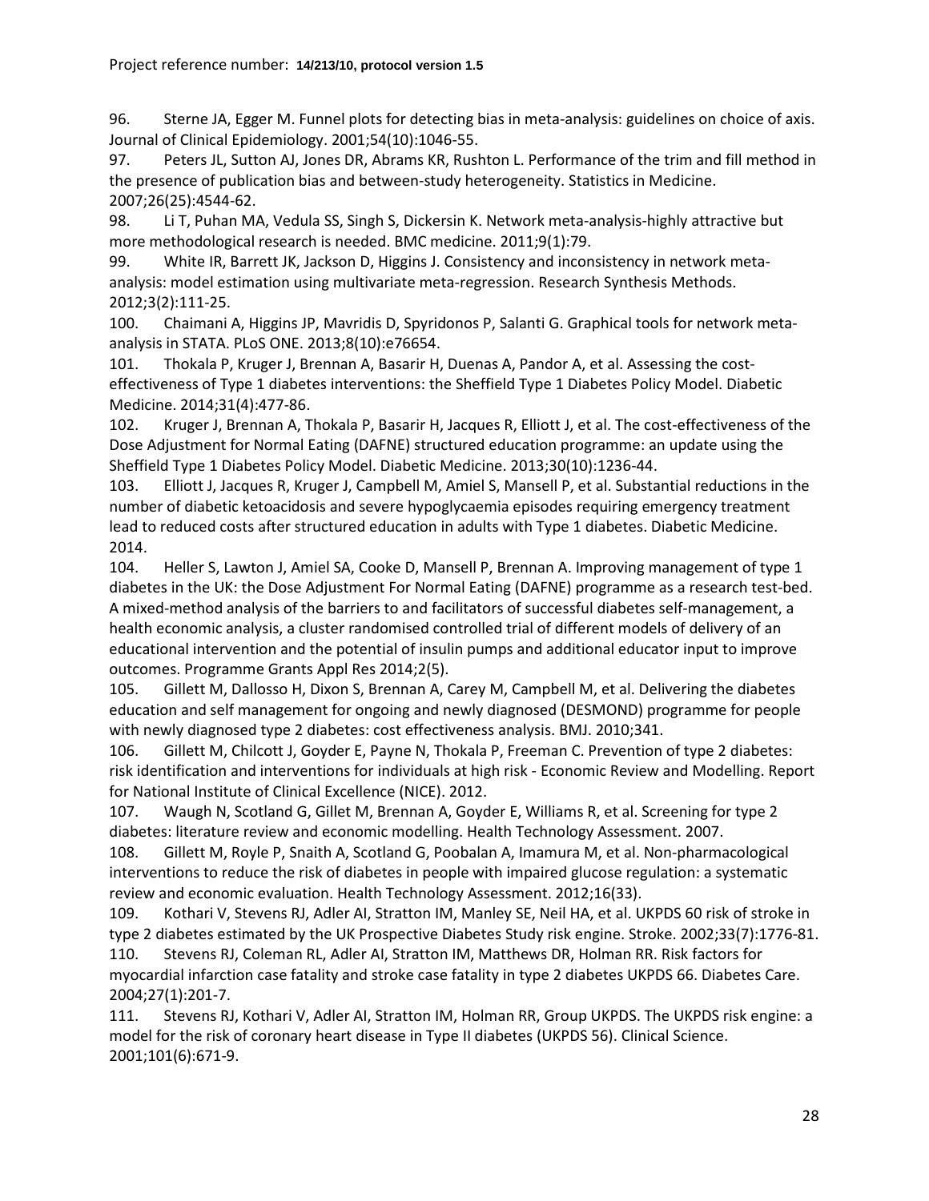96. Sterne JA, Egger M. Funnel plots for detecting bias in meta-analysis: guidelines on choice of axis. Journal of Clinical Epidemiology. 2001;54(10):1046-55.

97. Peters JL, Sutton AJ, Jones DR, Abrams KR, Rushton L. Performance of the trim and fill method in the presence of publication bias and between-study heterogeneity. Statistics in Medicine. 2007;26(25):4544-62.

98. Li T, Puhan MA, Vedula SS, Singh S, Dickersin K. Network meta-analysis-highly attractive but more methodological research is needed. BMC medicine. 2011;9(1):79.

99. White IR, Barrett JK, Jackson D, Higgins J. Consistency and inconsistency in network meta-analysis: model estimation using multivariate meta-regression. Research Synthesis Methods. 2012;3(2):111-25.

100. Chaimani A, Higgins JP, Mavridis D, Spyridonos P, Salanti G. Graphical tools for network meta-analysis in STATA. PLoS ONE. 2013;8(10):e76654.

101. Thokala P, Kruger J, Brennan A, Basarir H, Duenas A, Pandor A, et al. Assessing the cost-effectiveness of Type 1 diabetes interventions: the Sheffield Type 1 Diabetes Policy Model. Diabetic Medicine. 2014;31(4):477-86.

102. Kruger J, Brennan A, Thokala P, Basarir H, Jacques R, Elliott J, et al. The cost-effectiveness of the Dose Adjustment for Normal Eating (DAFNE) structured education programme: an update using the Sheffield Type 1 Diabetes Policy Model. Diabetic Medicine. 2013;30(10):1236-44.

103. Elliott J, Jacques R, Kruger J, Campbell M, Amiel S, Mansell P, et al. Substantial reductions in the number of diabetic ketoacidosis and severe hypoglycaemia episodes requiring emergency treatment lead to reduced costs after structured education in adults with Type 1 diabetes. Diabetic Medicine. 2014.

104. Heller S, Lawton J, Amiel SA, Cooke D, Mansell P, Brennan A. Improving management of type 1 diabetes in the UK: the Dose Adjustment For Normal Eating (DAFNE) programme as a research test-bed. A mixed-method analysis of the barriers to and facilitators of successful diabetes self-management, a health economic analysis, a cluster randomised controlled trial of different models of delivery of an educational intervention and the potential of insulin pumps and additional educator input to improve outcomes. Programme Grants Appl Res 2014;2(5).

105. Gillett M, Dallosso H, Dixon S, Brennan A, Carey M, Campbell M, et al. Delivering the diabetes education and self management for ongoing and newly diagnosed (DESMOND) programme for people with newly diagnosed type 2 diabetes: cost effectiveness analysis. BMJ. 2010;341.

106. Gillett M, Chilcott J, Goyder E, Payne N, Thokala P, Freeman C. Prevention of type 2 diabetes: risk identification and interventions for individuals at high risk - Economic Review and Modelling. Report for National Institute of Clinical Excellence (NICE). 2012.

107. Waugh N, Scotland G, Gillet M, Brennan A, Goyder E, Williams R, et al. Screening for type 2 diabetes: literature review and economic modelling. Health Technology Assessment. 2007.

108. Gillett M, Royle P, Snaith A, Scotland G, Poobalan A, Imamura M, et al. Non-pharmacological interventions to reduce the risk of diabetes in people with impaired glucose regulation: a systematic review and economic evaluation. Health Technology Assessment. 2012;16(33).

109. Kothari V, Stevens RJ, Adler AI, Stratton IM, Manley SE, Neil HA, et al. UKPDS 60 risk of stroke in type 2 diabetes estimated by the UK Prospective Diabetes Study risk engine. Stroke. 2002;33(7):1776-81.

110. Stevens RJ, Coleman RL, Adler AI, Stratton IM, Matthews DR, Holman RR. Risk factors for myocardial infarction case fatality and stroke case fatality in type 2 diabetes UKPDS 66. Diabetes Care. 2004;27(1):201-7.

111. Stevens RJ, Kothari V, Adler AI, Stratton IM, Holman RR, Group UKPDS. The UKPDS risk engine: a model for the risk of coronary heart disease in Type II diabetes (UKPDS 56). Clinical Science. 2001;101(6):671-9.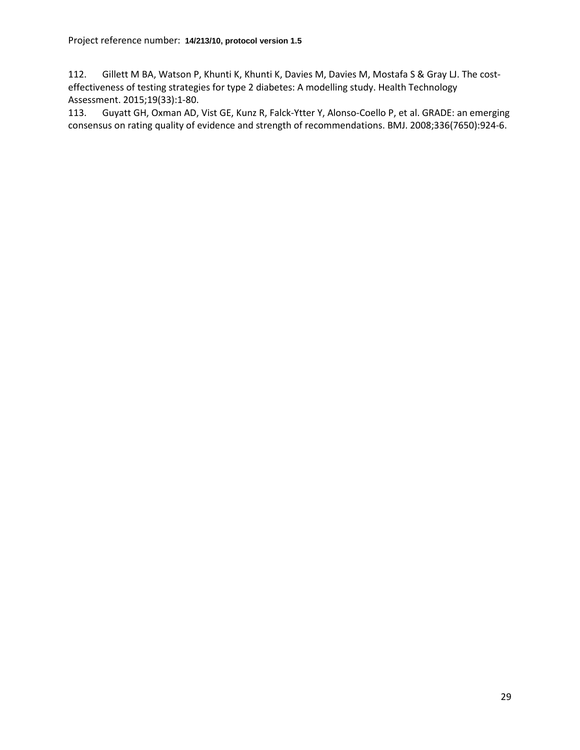112. Gillett M BA, Watson P, Khunti K, Khunti K, Davies M, Davies M, Mostafa S & Gray LJ. The cost-effectiveness of testing strategies for type 2 diabetes: A modelling study. Health Technology Assessment. 2015;19(33):1-80.

113. Guyatt GH, Oxman AD, Vist GE, Kunz R, Falck-Ytter Y, Alonso-Coello P, et al. GRADE: an emerging consensus on rating quality of evidence and strength of recommendations. BMJ. 2008;336(7650):924-6.